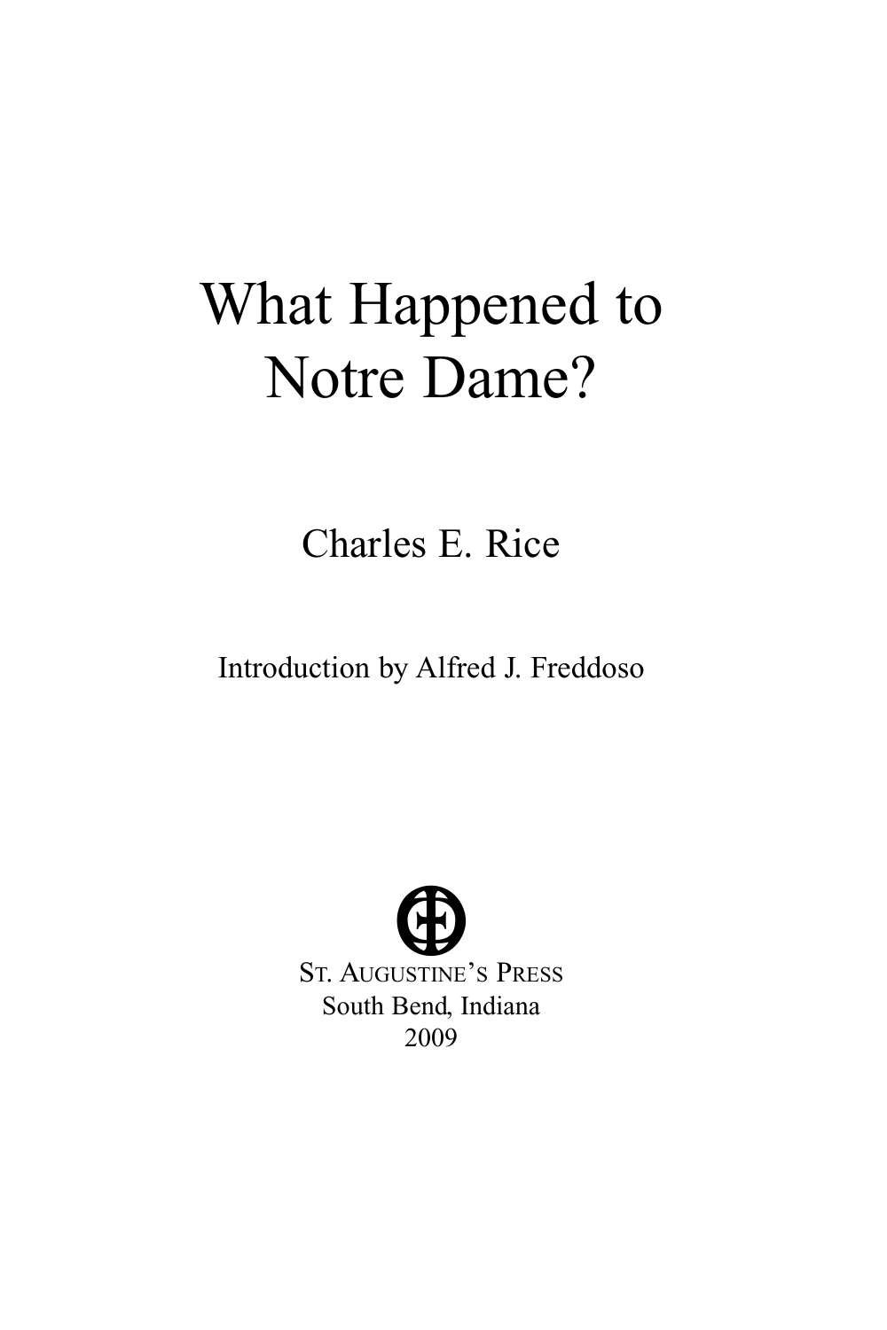# What Happened to Notre Dame?

Charles E. Rice

Introduction by Alfred J. Freddoso

St. Augustine's Press
South Bend, Indiana
2009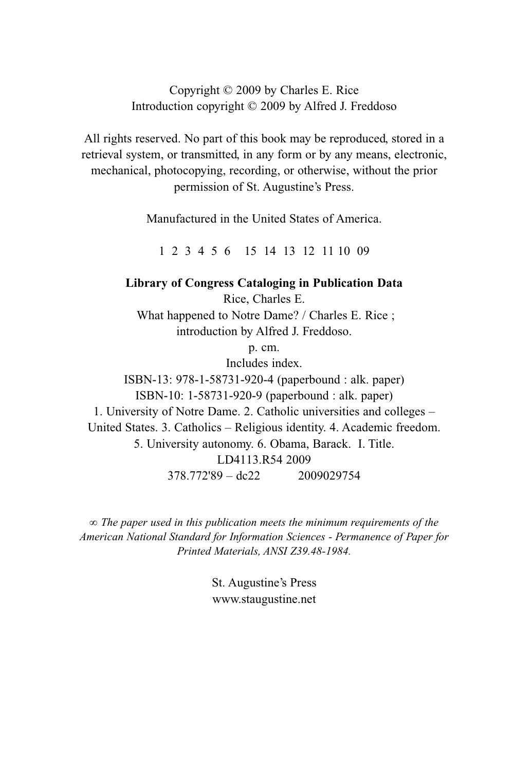Copyright © 2009 by Charles E. Rice
Introduction copyright © 2009 by Alfred J. Freddoso

All rights reserved. No part of this book may be reproduced, stored in a retrieval system, or transmitted, in any form or by any means, electronic, mechanical, photocopying, recording, or otherwise, without the prior permission of St. Augustine's Press.

Manufactured in the United States of America.

1 2 3 4 5 6 15 14 13 12 11 10 09

**Library of Congress Cataloging in Publication Data**
Rice, Charles E.
What happened to Notre Dame? / Charles E. Rice ;
introduction by Alfred J. Freddoso.
p. cm.
Includes index.
ISBN-13: 978-1-58731-920-4 (paperbound : alk. paper)
ISBN-10: 1-58731-920-9 (paperbound : alk. paper)
1. University of Notre Dame. 2. Catholic universities and colleges – United States. 3. Catholics – Religious identity. 4. Academic freedom. 5. University autonomy. 6. Obama, Barack. I. Title.
LD4113.R54 2009
378.772'89 – dc22 2009029754

∞ *The paper used in this publication meets the minimum requirements of the American National Standard for Information Sciences - Permanence of Paper for Printed Materials, ANSI Z39.48-1984.*

St. Augustine's Press
www.staugustine.net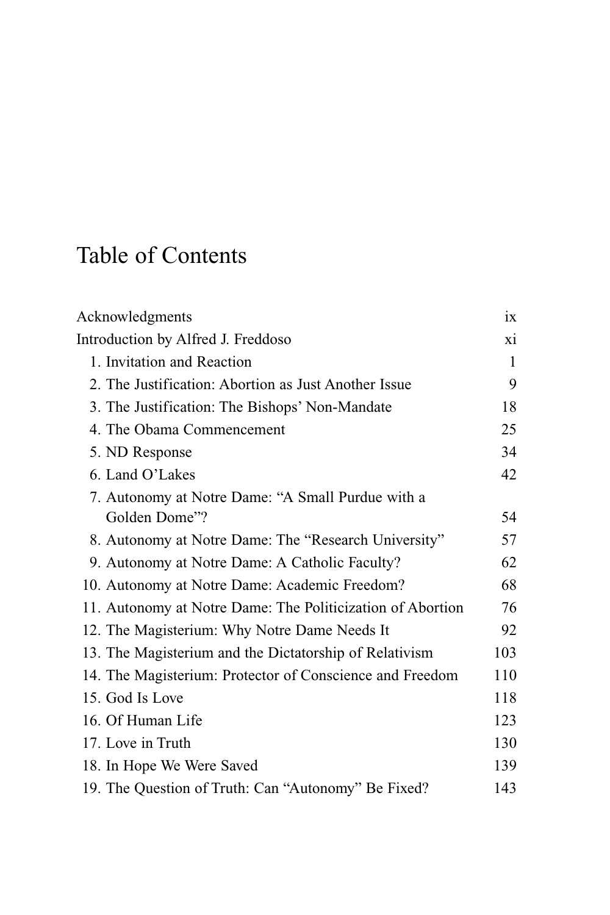# Table of Contents

| | |
|---|---|
| Acknowledgments | ix |
| Introduction by Alfred J. Freddoso | xi |
| 1. Invitation and Reaction | 1 |
| 2. The Justification: Abortion as Just Another Issue | 9 |
| 3. The Justification: The Bishops' Non-Mandate | 18 |
| 4. The Obama Commencement | 25 |
| 5. ND Response | 34 |
| 6. Land O'Lakes | 42 |
| 7. Autonomy at Notre Dame: "A Small Purdue with a Golden Dome"? | 54 |
| 8. Autonomy at Notre Dame: The "Research University" | 57 |
| 9. Autonomy at Notre Dame: A Catholic Faculty? | 62 |
| 10. Autonomy at Notre Dame: Academic Freedom? | 68 |
| 11. Autonomy at Notre Dame: The Politicization of Abortion | 76 |
| 12. The Magisterium: Why Notre Dame Needs It | 92 |
| 13. The Magisterium and the Dictatorship of Relativism | 103 |
| 14. The Magisterium: Protector of Conscience and Freedom | 110 |
| 15. God Is Love | 118 |
| 16. Of Human Life | 123 |
| 17. Love in Truth | 130 |
| 18. In Hope We Were Saved | 139 |
| 19. The Question of Truth: Can "Autonomy" Be Fixed? | 143 |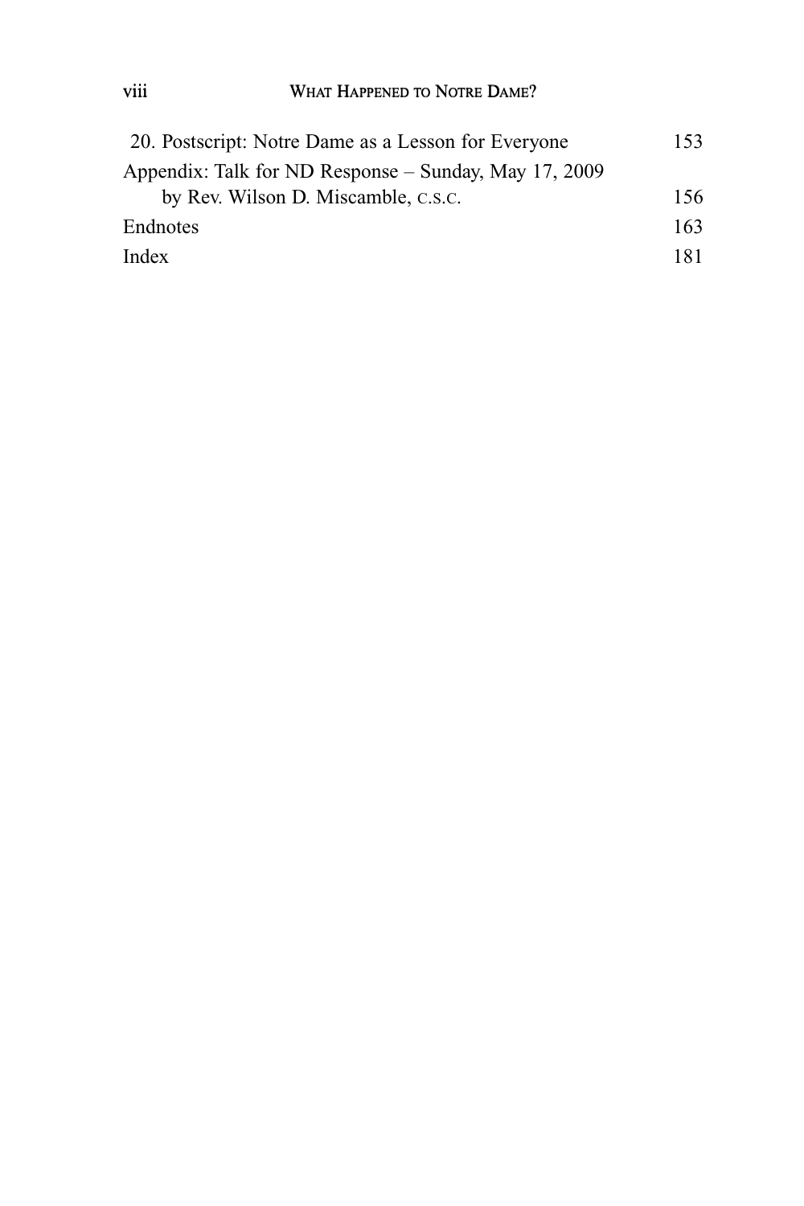20. Postscript: Notre Dame as a Lesson for Everyone 153

Appendix: Talk for ND Response – Sunday, May 17, 2009
by Rev. Wilson D. Miscamble, C.S.C. 156

Endnotes 163

Index 181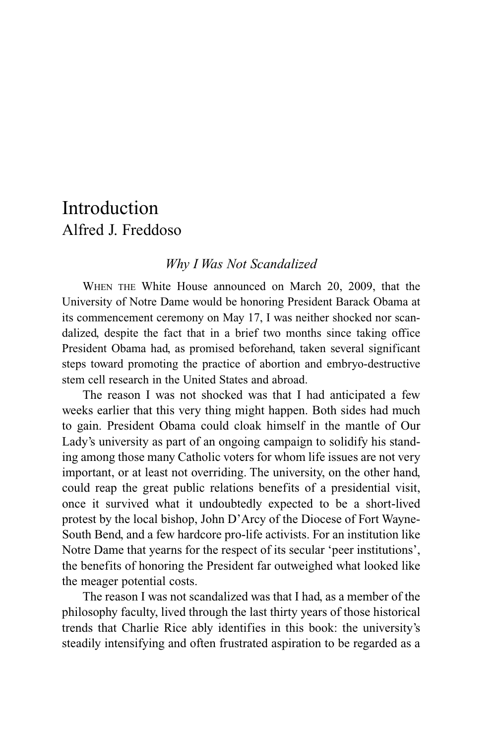# Introduction

## Alfred J. Freddoso

### *Why I Was Not Scandalized*

WHEN THE White House announced on March 20, 2009, that the University of Notre Dame would be honoring President Barack Obama at its commencement ceremony on May 17, I was neither shocked nor scandalized, despite the fact that in a brief two months since taking office President Obama had, as promised beforehand, taken several significant steps toward promoting the practice of abortion and embryo-destructive stem cell research in the United States and abroad.

The reason I was not shocked was that I had anticipated a few weeks earlier that this very thing might happen. Both sides had much to gain. President Obama could cloak himself in the mantle of Our Lady's university as part of an ongoing campaign to solidify his standing among those many Catholic voters for whom life issues are not very important, or at least not overriding. The university, on the other hand, could reap the great public relations benefits of a presidential visit, once it survived what it undoubtedly expected to be a short-lived protest by the local bishop, John D'Arcy of the Diocese of Fort Wayne-South Bend, and a few hardcore pro-life activists. For an institution like Notre Dame that yearns for the respect of its secular 'peer institutions', the benefits of honoring the President far outweighed what looked like the meager potential costs.

The reason I was not scandalized was that I had, as a member of the philosophy faculty, lived through the last thirty years of those historical trends that Charlie Rice ably identifies in this book: the university's steadily intensifying and often frustrated aspiration to be regarded as a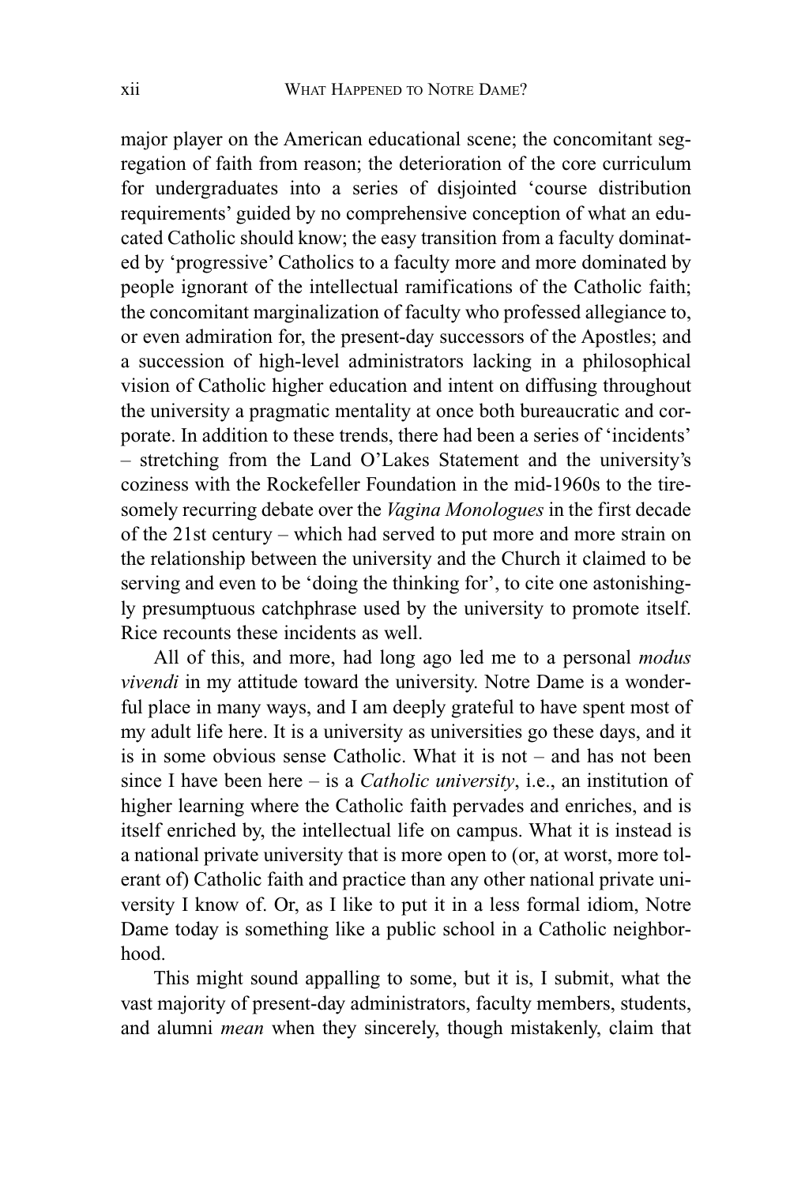major player on the American educational scene; the concomitant segregation of faith from reason; the deterioration of the core curriculum for undergraduates into a series of disjointed 'course distribution requirements' guided by no comprehensive conception of what an educated Catholic should know; the easy transition from a faculty dominated by 'progressive' Catholics to a faculty more and more dominated by people ignorant of the intellectual ramifications of the Catholic faith; the concomitant marginalization of faculty who professed allegiance to, or even admiration for, the present-day successors of the Apostles; and a succession of high-level administrators lacking in a philosophical vision of Catholic higher education and intent on diffusing throughout the university a pragmatic mentality at once both bureaucratic and corporate. In addition to these trends, there had been a series of 'incidents' – stretching from the Land O'Lakes Statement and the university's coziness with the Rockefeller Foundation in the mid-1960s to the tiresomely recurring debate over the *Vagina Monologues* in the first decade of the 21st century – which had served to put more and more strain on the relationship between the university and the Church it claimed to be serving and even to be 'doing the thinking for', to cite one astonishingly presumptuous catchphrase used by the university to promote itself. Rice recounts these incidents as well.

All of this, and more, had long ago led me to a personal *modus vivendi* in my attitude toward the university. Notre Dame is a wonderful place in many ways, and I am deeply grateful to have spent most of my adult life here. It is a university as universities go these days, and it is in some obvious sense Catholic. What it is not – and has not been since I have been here – is a *Catholic university*, i.e., an institution of higher learning where the Catholic faith pervades and enriches, and is itself enriched by, the intellectual life on campus. What it is instead is a national private university that is more open to (or, at worst, more tolerant of) Catholic faith and practice than any other national private university I know of. Or, as I like to put it in a less formal idiom, Notre Dame today is something like a public school in a Catholic neighborhood.

This might sound appalling to some, but it is, I submit, what the vast majority of present-day administrators, faculty members, students, and alumni *mean* when they sincerely, though mistakenly, claim that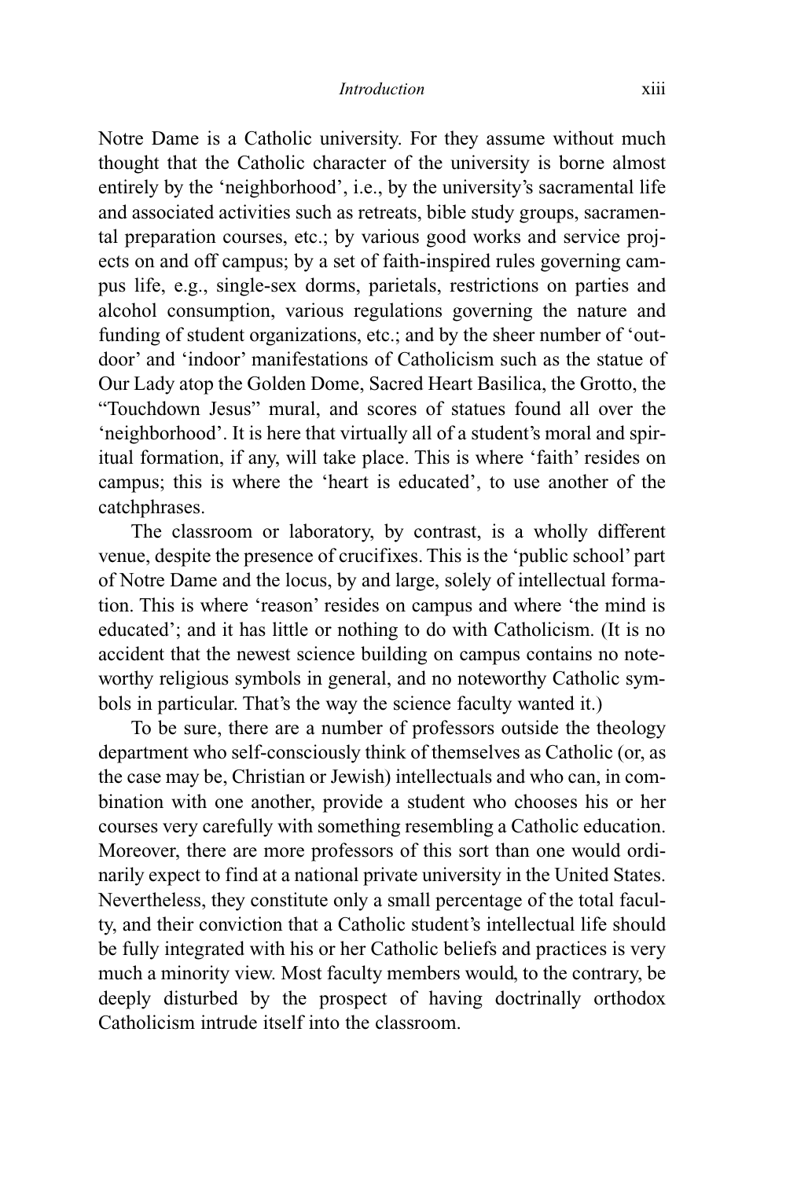Notre Dame is a Catholic university. For they assume without much thought that the Catholic character of the university is borne almost entirely by the 'neighborhood', i.e., by the university's sacramental life and associated activities such as retreats, bible study groups, sacramental preparation courses, etc.; by various good works and service projects on and off campus; by a set of faith-inspired rules governing campus life, e.g., single-sex dorms, parietals, restrictions on parties and alcohol consumption, various regulations governing the nature and funding of student organizations, etc.; and by the sheer number of 'outdoor' and 'indoor' manifestations of Catholicism such as the statue of Our Lady atop the Golden Dome, Sacred Heart Basilica, the Grotto, the "Touchdown Jesus" mural, and scores of statues found all over the 'neighborhood'. It is here that virtually all of a student's moral and spiritual formation, if any, will take place. This is where 'faith' resides on campus; this is where the 'heart is educated', to use another of the catchphrases.

The classroom or laboratory, by contrast, is a wholly different venue, despite the presence of crucifixes. This is the 'public school' part of Notre Dame and the locus, by and large, solely of intellectual formation. This is where 'reason' resides on campus and where 'the mind is educated'; and it has little or nothing to do with Catholicism. (It is no accident that the newest science building on campus contains no noteworthy religious symbols in general, and no noteworthy Catholic symbols in particular. That's the way the science faculty wanted it.)

To be sure, there are a number of professors outside the theology department who self-consciously think of themselves as Catholic (or, as the case may be, Christian or Jewish) intellectuals and who can, in combination with one another, provide a student who chooses his or her courses very carefully with something resembling a Catholic education. Moreover, there are more professors of this sort than one would ordinarily expect to find at a national private university in the United States. Nevertheless, they constitute only a small percentage of the total faculty, and their conviction that a Catholic student's intellectual life should be fully integrated with his or her Catholic beliefs and practices is very much a minority view. Most faculty members would, to the contrary, be deeply disturbed by the prospect of having doctrinally orthodox Catholicism intrude itself into the classroom.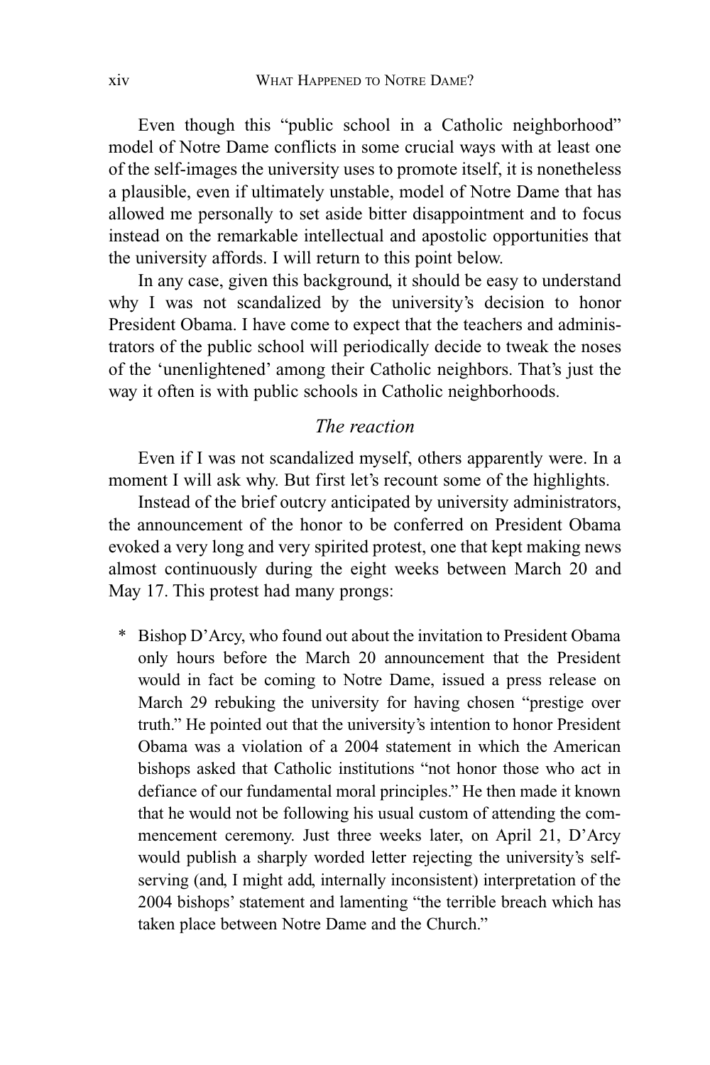Even though this "public school in a Catholic neighborhood" model of Notre Dame conflicts in some crucial ways with at least one of the self-images the university uses to promote itself, it is nonetheless a plausible, even if ultimately unstable, model of Notre Dame that has allowed me personally to set aside bitter disappointment and to focus instead on the remarkable intellectual and apostolic opportunities that the university affords. I will return to this point below.

In any case, given this background, it should be easy to understand why I was not scandalized by the university's decision to honor President Obama. I have come to expect that the teachers and administrators of the public school will periodically decide to tweak the noses of the 'unenlightened' among their Catholic neighbors. That's just the way it often is with public schools in Catholic neighborhoods.

### *The reaction*

Even if I was not scandalized myself, others apparently were. In a moment I will ask why. But first let's recount some of the highlights.

Instead of the brief outcry anticipated by university administrators, the announcement of the honor to be conferred on President Obama evoked a very long and very spirited protest, one that kept making news almost continuously during the eight weeks between March 20 and May 17. This protest had many prongs:

* Bishop D'Arcy, who found out about the invitation to President Obama only hours before the March 20 announcement that the President would in fact be coming to Notre Dame, issued a press release on March 29 rebuking the university for having chosen "prestige over truth." He pointed out that the university's intention to honor President Obama was a violation of a 2004 statement in which the American bishops asked that Catholic institutions "not honor those who act in defiance of our fundamental moral principles." He then made it known that he would not be following his usual custom of attending the commencement ceremony. Just three weeks later, on April 21, D'Arcy would publish a sharply worded letter rejecting the university's self-serving (and, I might add, internally inconsistent) interpretation of the 2004 bishops' statement and lamenting "the terrible breach which has taken place between Notre Dame and the Church."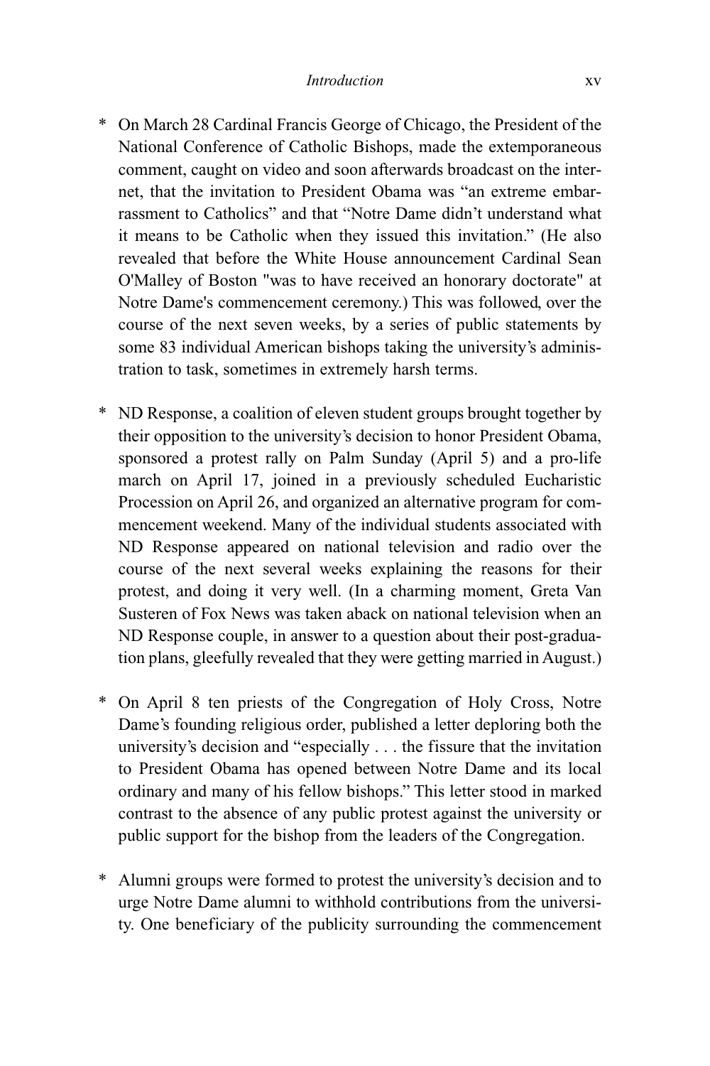* On March 28 Cardinal Francis George of Chicago, the President of the National Conference of Catholic Bishops, made the extemporaneous comment, caught on video and soon afterwards broadcast on the internet, that the invitation to President Obama was "an extreme embarrassment to Catholics" and that "Notre Dame didn't understand what it means to be Catholic when they issued this invitation." (He also revealed that before the White House announcement Cardinal Sean O'Malley of Boston "was to have received an honorary doctorate" at Notre Dame's commencement ceremony.) This was followed, over the course of the next seven weeks, by a series of public statements by some 83 individual American bishops taking the university's administration to task, sometimes in extremely harsh terms.

* ND Response, a coalition of eleven student groups brought together by their opposition to the university's decision to honor President Obama, sponsored a protest rally on Palm Sunday (April 5) and a pro-life march on April 17, joined in a previously scheduled Eucharistic Procession on April 26, and organized an alternative program for commencement weekend. Many of the individual students associated with ND Response appeared on national television and radio over the course of the next several weeks explaining the reasons for their protest, and doing it very well. (In a charming moment, Greta Van Susteren of Fox News was taken aback on national television when an ND Response couple, in answer to a question about their post-graduation plans, gleefully revealed that they were getting married in August.)

* On April 8 ten priests of the Congregation of Holy Cross, Notre Dame's founding religious order, published a letter deploring both the university's decision and "especially . . . the fissure that the invitation to President Obama has opened between Notre Dame and its local ordinary and many of his fellow bishops." This letter stood in marked contrast to the absence of any public protest against the university or public support for the bishop from the leaders of the Congregation.

* Alumni groups were formed to protest the university's decision and to urge Notre Dame alumni to withhold contributions from the university. One beneficiary of the publicity surrounding the commencement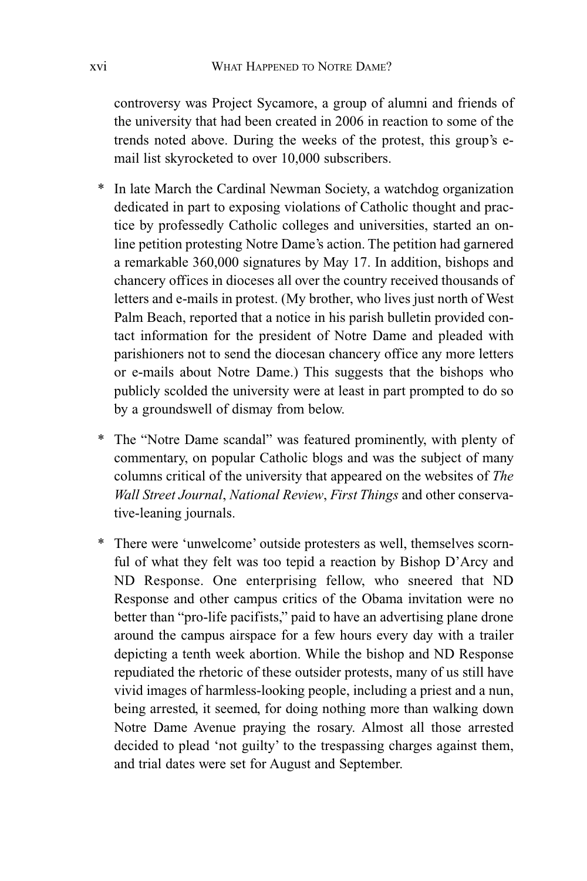controversy was Project Sycamore, a group of alumni and friends of the university that had been created in 2006 in reaction to some of the trends noted above. During the weeks of the protest, this group's e-mail list skyrocketed to over 10,000 subscribers.

* In late March the Cardinal Newman Society, a watchdog organization dedicated in part to exposing violations of Catholic thought and practice by professedly Catholic colleges and universities, started an on-line petition protesting Notre Dame's action. The petition had garnered a remarkable 360,000 signatures by May 17. In addition, bishops and chancery offices in dioceses all over the country received thousands of letters and e-mails in protest. (My brother, who lives just north of West Palm Beach, reported that a notice in his parish bulletin provided contact information for the president of Notre Dame and pleaded with parishioners not to send the diocesan chancery office any more letters or e-mails about Notre Dame.) This suggests that the bishops who publicly scolded the university were at least in part prompted to do so by a groundswell of dismay from below.

* The "Notre Dame scandal" was featured prominently, with plenty of commentary, on popular Catholic blogs and was the subject of many columns critical of the university that appeared on the websites of *The Wall Street Journal*, *National Review*, *First Things* and other conservative-leaning journals.

* There were 'unwelcome' outside protesters as well, themselves scornful of what they felt was too tepid a reaction by Bishop D'Arcy and ND Response. One enterprising fellow, who sneered that ND Response and other campus critics of the Obama invitation were no better than "pro-life pacifists," paid to have an advertising plane drone around the campus airspace for a few hours every day with a trailer depicting a tenth week abortion. While the bishop and ND Response repudiated the rhetoric of these outsider protests, many of us still have vivid images of harmless-looking people, including a priest and a nun, being arrested, it seemed, for doing nothing more than walking down Notre Dame Avenue praying the rosary. Almost all those arrested decided to plead 'not guilty' to the trespassing charges against them, and trial dates were set for August and September.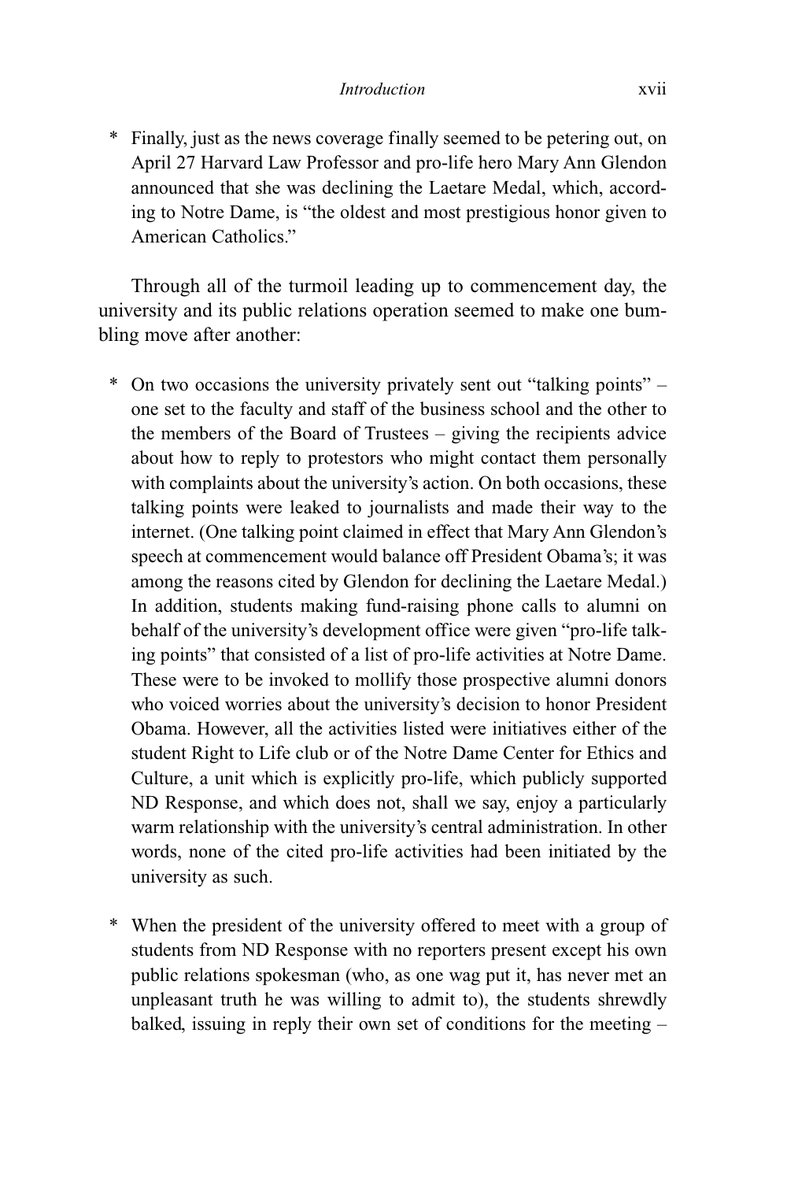* Finally, just as the news coverage finally seemed to be petering out, on April 27 Harvard Law Professor and pro-life hero Mary Ann Glendon announced that she was declining the Laetare Medal, which, according to Notre Dame, is "the oldest and most prestigious honor given to American Catholics."

Through all of the turmoil leading up to commencement day, the university and its public relations operation seemed to make one bumbling move after another:

* On two occasions the university privately sent out "talking points" – one set to the faculty and staff of the business school and the other to the members of the Board of Trustees – giving the recipients advice about how to reply to protestors who might contact them personally with complaints about the university's action. On both occasions, these talking points were leaked to journalists and made their way to the internet. (One talking point claimed in effect that Mary Ann Glendon's speech at commencement would balance off President Obama's; it was among the reasons cited by Glendon for declining the Laetare Medal.) In addition, students making fund-raising phone calls to alumni on behalf of the university's development office were given "pro-life talking points" that consisted of a list of pro-life activities at Notre Dame. These were to be invoked to mollify those prospective alumni donors who voiced worries about the university's decision to honor President Obama. However, all the activities listed were initiatives either of the student Right to Life club or of the Notre Dame Center for Ethics and Culture, a unit which is explicitly pro-life, which publicly supported ND Response, and which does not, shall we say, enjoy a particularly warm relationship with the university's central administration. In other words, none of the cited pro-life activities had been initiated by the university as such.

* When the president of the university offered to meet with a group of students from ND Response with no reporters present except his own public relations spokesman (who, as one wag put it, has never met an unpleasant truth he was willing to admit to), the students shrewdly balked, issuing in reply their own set of conditions for the meeting –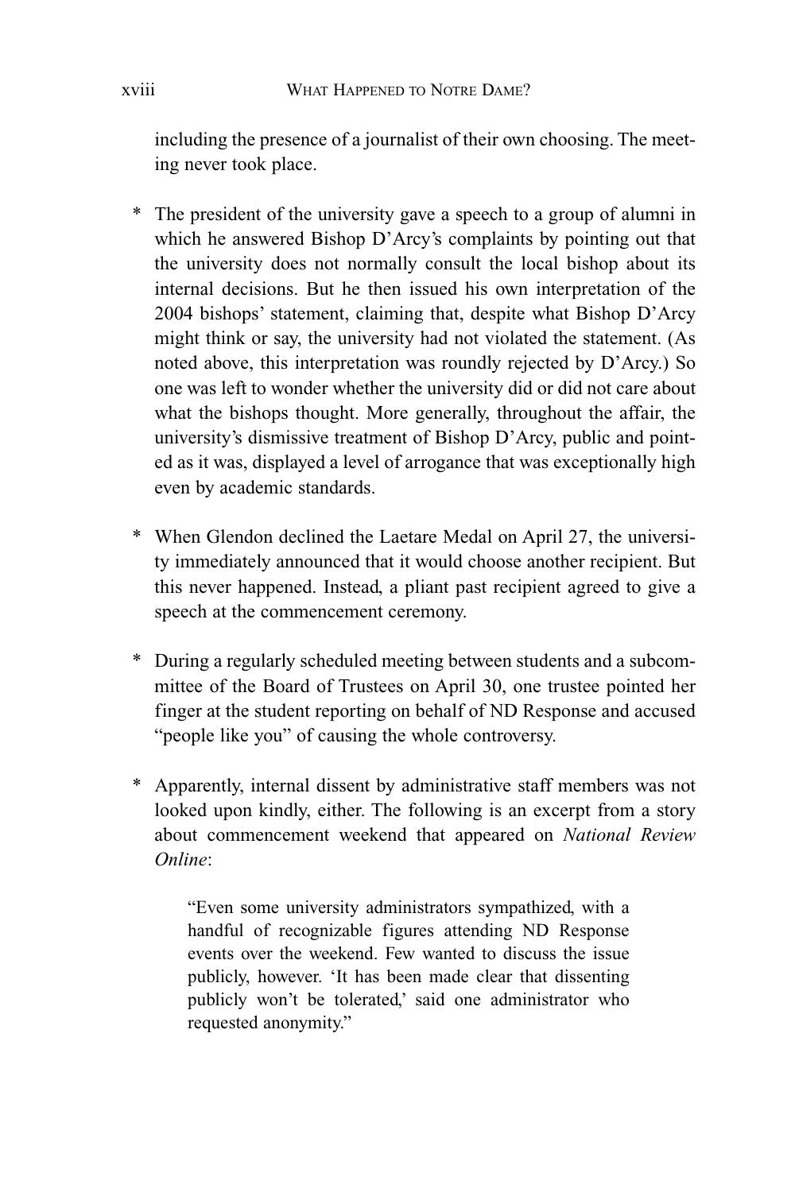including the presence of a journalist of their own choosing. The meeting never took place.

* The president of the university gave a speech to a group of alumni in which he answered Bishop D'Arcy's complaints by pointing out that the university does not normally consult the local bishop about its internal decisions. But he then issued his own interpretation of the 2004 bishops' statement, claiming that, despite what Bishop D'Arcy might think or say, the university had not violated the statement. (As noted above, this interpretation was roundly rejected by D'Arcy.) So one was left to wonder whether the university did or did not care about what the bishops thought. More generally, throughout the affair, the university's dismissive treatment of Bishop D'Arcy, public and pointed as it was, displayed a level of arrogance that was exceptionally high even by academic standards.

* When Glendon declined the Laetare Medal on April 27, the university immediately announced that it would choose another recipient. But this never happened. Instead, a pliant past recipient agreed to give a speech at the commencement ceremony.

* During a regularly scheduled meeting between students and a subcommittee of the Board of Trustees on April 30, one trustee pointed her finger at the student reporting on behalf of ND Response and accused "people like you" of causing the whole controversy.

* Apparently, internal dissent by administrative staff members was not looked upon kindly, either. The following is an excerpt from a story about commencement weekend that appeared on *National Review Online*:

> "Even some university administrators sympathized, with a handful of recognizable figures attending ND Response events over the weekend. Few wanted to discuss the issue publicly, however. 'It has been made clear that dissenting publicly won't be tolerated,' said one administrator who requested anonymity."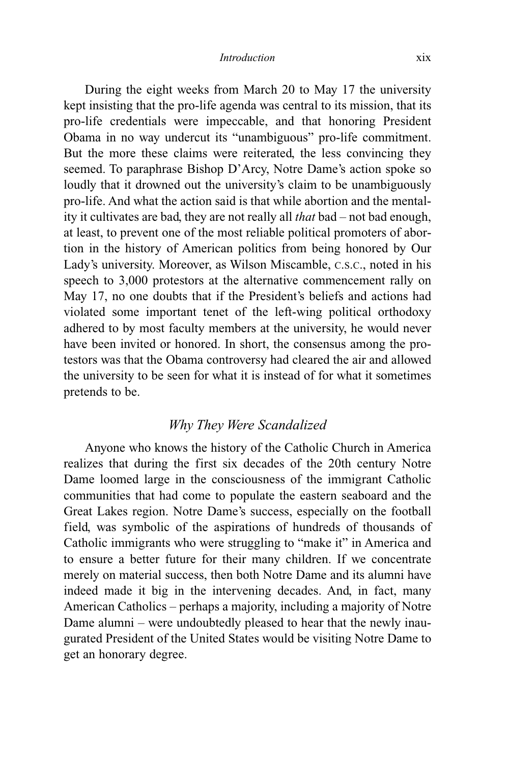During the eight weeks from March 20 to May 17 the university kept insisting that the pro-life agenda was central to its mission, that its pro-life credentials were impeccable, and that honoring President Obama in no way undercut its "unambiguous" pro-life commitment. But the more these claims were reiterated, the less convincing they seemed. To paraphrase Bishop D'Arcy, Notre Dame's action spoke so loudly that it drowned out the university's claim to be unambiguously pro-life. And what the action said is that while abortion and the mentality it cultivates are bad, they are not really all *that* bad – not bad enough, at least, to prevent one of the most reliable political promoters of abortion in the history of American politics from being honored by Our Lady's university. Moreover, as Wilson Miscamble, C.S.C., noted in his speech to 3,000 protestors at the alternative commencement rally on May 17, no one doubts that if the President's beliefs and actions had violated some important tenet of the left-wing political orthodoxy adhered to by most faculty members at the university, he would never have been invited or honored. In short, the consensus among the protestors was that the Obama controversy had cleared the air and allowed the university to be seen for what it is instead of for what it sometimes pretends to be.

## *Why They Were Scandalized*

Anyone who knows the history of the Catholic Church in America realizes that during the first six decades of the 20th century Notre Dame loomed large in the consciousness of the immigrant Catholic communities that had come to populate the eastern seaboard and the Great Lakes region. Notre Dame's success, especially on the football field, was symbolic of the aspirations of hundreds of thousands of Catholic immigrants who were struggling to "make it" in America and to ensure a better future for their many children. If we concentrate merely on material success, then both Notre Dame and its alumni have indeed made it big in the intervening decades. And, in fact, many American Catholics – perhaps a majority, including a majority of Notre Dame alumni – were undoubtedly pleased to hear that the newly inaugurated President of the United States would be visiting Notre Dame to get an honorary degree.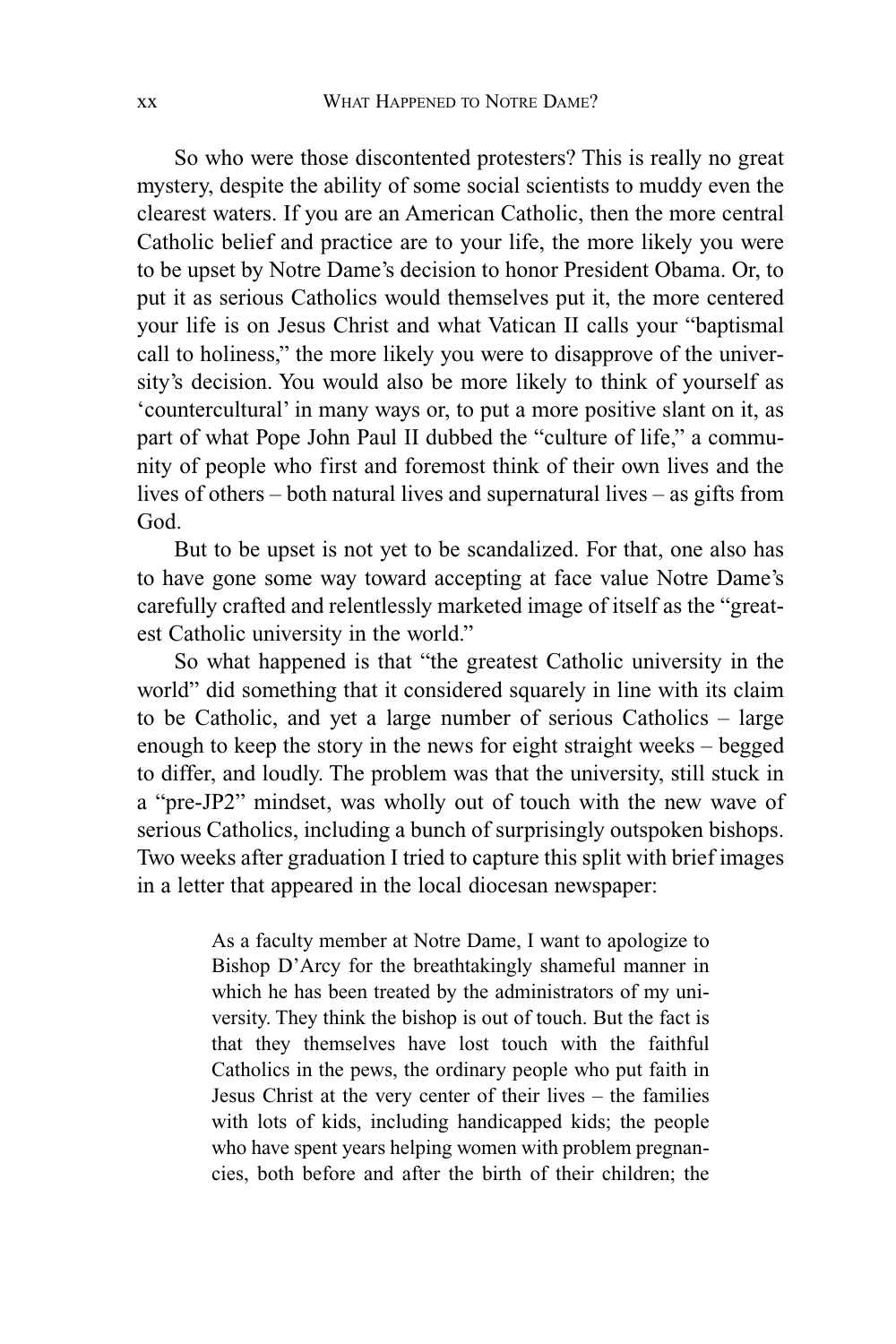So who were those discontented protesters? This is really no great mystery, despite the ability of some social scientists to muddy even the clearest waters. If you are an American Catholic, then the more central Catholic belief and practice are to your life, the more likely you were to be upset by Notre Dame's decision to honor President Obama. Or, to put it as serious Catholics would themselves put it, the more centered your life is on Jesus Christ and what Vatican II calls your "baptismal call to holiness," the more likely you were to disapprove of the university's decision. You would also be more likely to think of yourself as 'countercultural' in many ways or, to put a more positive slant on it, as part of what Pope John Paul II dubbed the "culture of life," a community of people who first and foremost think of their own lives and the lives of others – both natural lives and supernatural lives – as gifts from God.

But to be upset is not yet to be scandalized. For that, one also has to have gone some way toward accepting at face value Notre Dame's carefully crafted and relentlessly marketed image of itself as the "greatest Catholic university in the world."

So what happened is that "the greatest Catholic university in the world" did something that it considered squarely in line with its claim to be Catholic, and yet a large number of serious Catholics – large enough to keep the story in the news for eight straight weeks – begged to differ, and loudly. The problem was that the university, still stuck in a "pre-JP2" mindset, was wholly out of touch with the new wave of serious Catholics, including a bunch of surprisingly outspoken bishops. Two weeks after graduation I tried to capture this split with brief images in a letter that appeared in the local diocesan newspaper:

> As a faculty member at Notre Dame, I want to apologize to Bishop D'Arcy for the breathtakingly shameful manner in which he has been treated by the administrators of my university. They think the bishop is out of touch. But the fact is that they themselves have lost touch with the faithful Catholics in the pews, the ordinary people who put faith in Jesus Christ at the very center of their lives – the families with lots of kids, including handicapped kids; the people who have spent years helping women with problem pregnancies, both before and after the birth of their children; the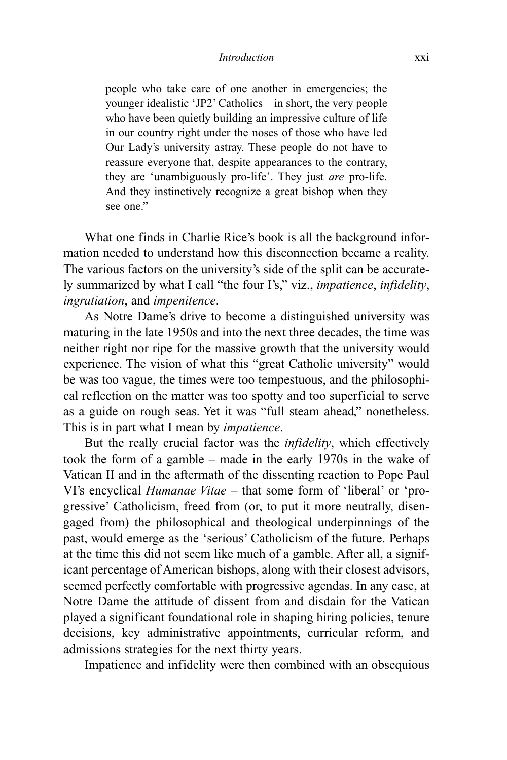> people who take care of one another in emergencies; the younger idealistic 'JP2' Catholics – in short, the very people who have been quietly building an impressive culture of life in our country right under the noses of those who have led Our Lady's university astray. These people do not have to reassure everyone that, despite appearances to the contrary, they are 'unambiguously pro-life'. They just *are* pro-life. And they instinctively recognize a great bishop when they see one."

What one finds in Charlie Rice's book is all the background information needed to understand how this disconnection became a reality. The various factors on the university's side of the split can be accurately summarized by what I call "the four I's," viz., *impatience*, *infidelity*, *ingratiation*, and *impenitence*.

As Notre Dame's drive to become a distinguished university was maturing in the late 1950s and into the next three decades, the time was neither right nor ripe for the massive growth that the university would experience. The vision of what this "great Catholic university" would be was too vague, the times were too tempestuous, and the philosophical reflection on the matter was too spotty and too superficial to serve as a guide on rough seas. Yet it was "full steam ahead," nonetheless. This is in part what I mean by *impatience*.

But the really crucial factor was the *infidelity*, which effectively took the form of a gamble – made in the early 1970s in the wake of Vatican II and in the aftermath of the dissenting reaction to Pope Paul VI's encyclical *Humanae Vitae* – that some form of 'liberal' or 'progressive' Catholicism, freed from (or, to put it more neutrally, disengaged from) the philosophical and theological underpinnings of the past, would emerge as the 'serious' Catholicism of the future. Perhaps at the time this did not seem like much of a gamble. After all, a significant percentage of American bishops, along with their closest advisors, seemed perfectly comfortable with progressive agendas. In any case, at Notre Dame the attitude of dissent from and disdain for the Vatican played a significant foundational role in shaping hiring policies, tenure decisions, key administrative appointments, curricular reform, and admissions strategies for the next thirty years.

Impatience and infidelity were then combined with an obsequious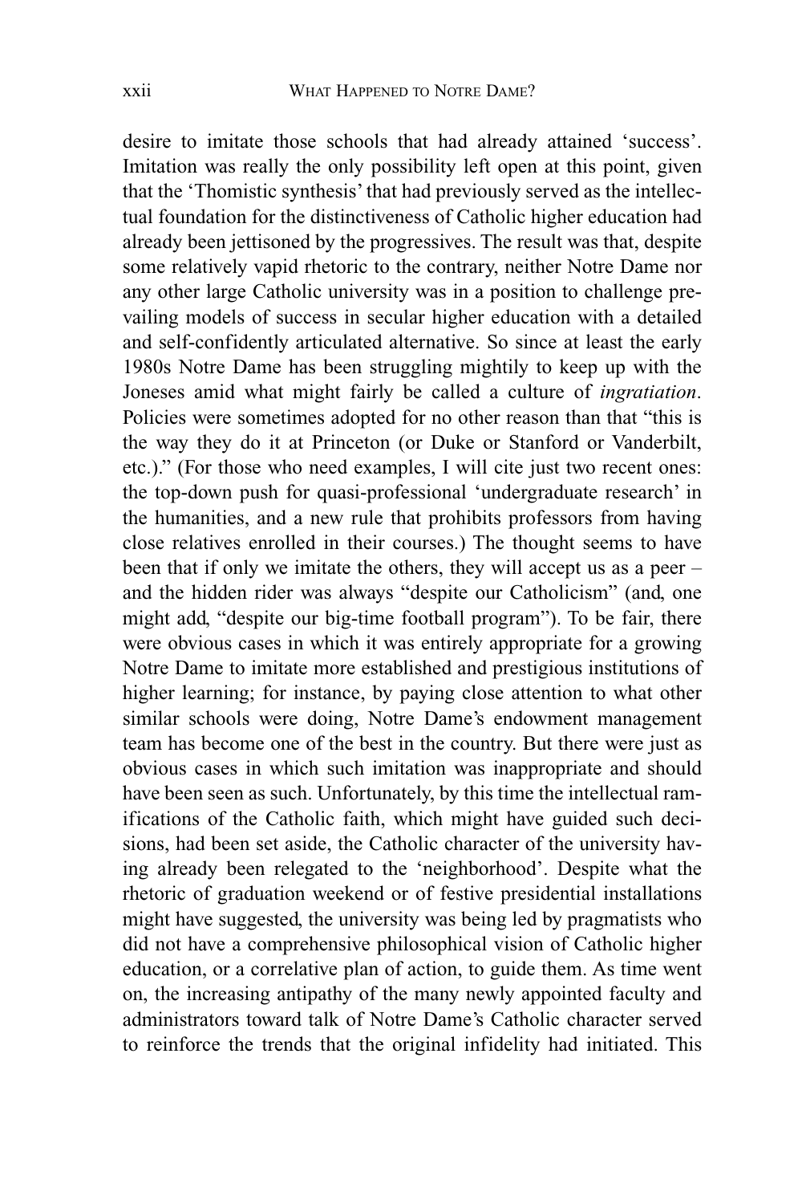desire to imitate those schools that had already attained 'success'. Imitation was really the only possibility left open at this point, given that the 'Thomistic synthesis' that had previously served as the intellectual foundation for the distinctiveness of Catholic higher education had already been jettisoned by the progressives. The result was that, despite some relatively vapid rhetoric to the contrary, neither Notre Dame nor any other large Catholic university was in a position to challenge prevailing models of success in secular higher education with a detailed and self-confidently articulated alternative. So since at least the early 1980s Notre Dame has been struggling mightily to keep up with the Joneses amid what might fairly be called a culture of *ingratiation*. Policies were sometimes adopted for no other reason than that "this is the way they do it at Princeton (or Duke or Stanford or Vanderbilt, etc.)." (For those who need examples, I will cite just two recent ones: the top-down push for quasi-professional 'undergraduate research' in the humanities, and a new rule that prohibits professors from having close relatives enrolled in their courses.) The thought seems to have been that if only we imitate the others, they will accept us as a peer – and the hidden rider was always "despite our Catholicism" (and, one might add, "despite our big-time football program"). To be fair, there were obvious cases in which it was entirely appropriate for a growing Notre Dame to imitate more established and prestigious institutions of higher learning; for instance, by paying close attention to what other similar schools were doing, Notre Dame's endowment management team has become one of the best in the country. But there were just as obvious cases in which such imitation was inappropriate and should have been seen as such. Unfortunately, by this time the intellectual ramifications of the Catholic faith, which might have guided such decisions, had been set aside, the Catholic character of the university having already been relegated to the 'neighborhood'. Despite what the rhetoric of graduation weekend or of festive presidential installations might have suggested, the university was being led by pragmatists who did not have a comprehensive philosophical vision of Catholic higher education, or a correlative plan of action, to guide them. As time went on, the increasing antipathy of the many newly appointed faculty and administrators toward talk of Notre Dame's Catholic character served to reinforce the trends that the original infidelity had initiated. This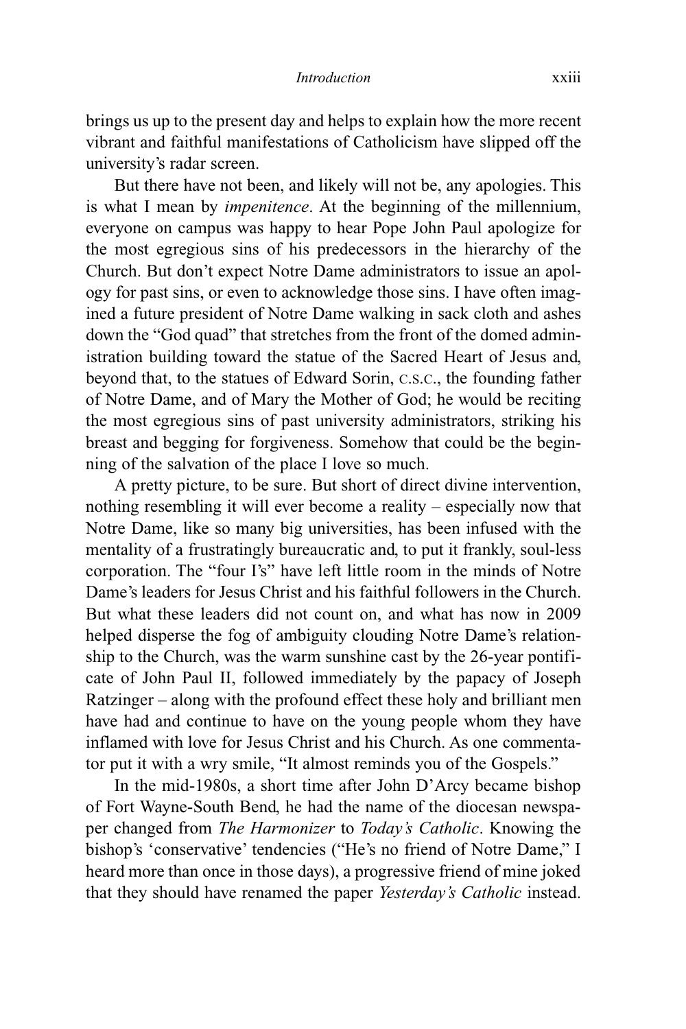brings us up to the present day and helps to explain how the more recent vibrant and faithful manifestations of Catholicism have slipped off the university's radar screen.

But there have not been, and likely will not be, any apologies. This is what I mean by *impenitence*. At the beginning of the millennium, everyone on campus was happy to hear Pope John Paul apologize for the most egregious sins of his predecessors in the hierarchy of the Church. But don't expect Notre Dame administrators to issue an apology for past sins, or even to acknowledge those sins. I have often imagined a future president of Notre Dame walking in sack cloth and ashes down the "God quad" that stretches from the front of the domed administration building toward the statue of the Sacred Heart of Jesus and, beyond that, to the statues of Edward Sorin, C.S.C., the founding father of Notre Dame, and of Mary the Mother of God; he would be reciting the most egregious sins of past university administrators, striking his breast and begging for forgiveness. Somehow that could be the beginning of the salvation of the place I love so much.

A pretty picture, to be sure. But short of direct divine intervention, nothing resembling it will ever become a reality – especially now that Notre Dame, like so many big universities, has been infused with the mentality of a frustratingly bureaucratic and, to put it frankly, soul-less corporation. The "four I's" have left little room in the minds of Notre Dame's leaders for Jesus Christ and his faithful followers in the Church. But what these leaders did not count on, and what has now in 2009 helped disperse the fog of ambiguity clouding Notre Dame's relationship to the Church, was the warm sunshine cast by the 26-year pontificate of John Paul II, followed immediately by the papacy of Joseph Ratzinger – along with the profound effect these holy and brilliant men have had and continue to have on the young people whom they have inflamed with love for Jesus Christ and his Church. As one commentator put it with a wry smile, "It almost reminds you of the Gospels."

In the mid-1980s, a short time after John D'Arcy became bishop of Fort Wayne-South Bend, he had the name of the diocesan newspaper changed from *The Harmonizer* to *Today's Catholic*. Knowing the bishop's 'conservative' tendencies ("He's no friend of Notre Dame," I heard more than once in those days), a progressive friend of mine joked that they should have renamed the paper *Yesterday's Catholic* instead.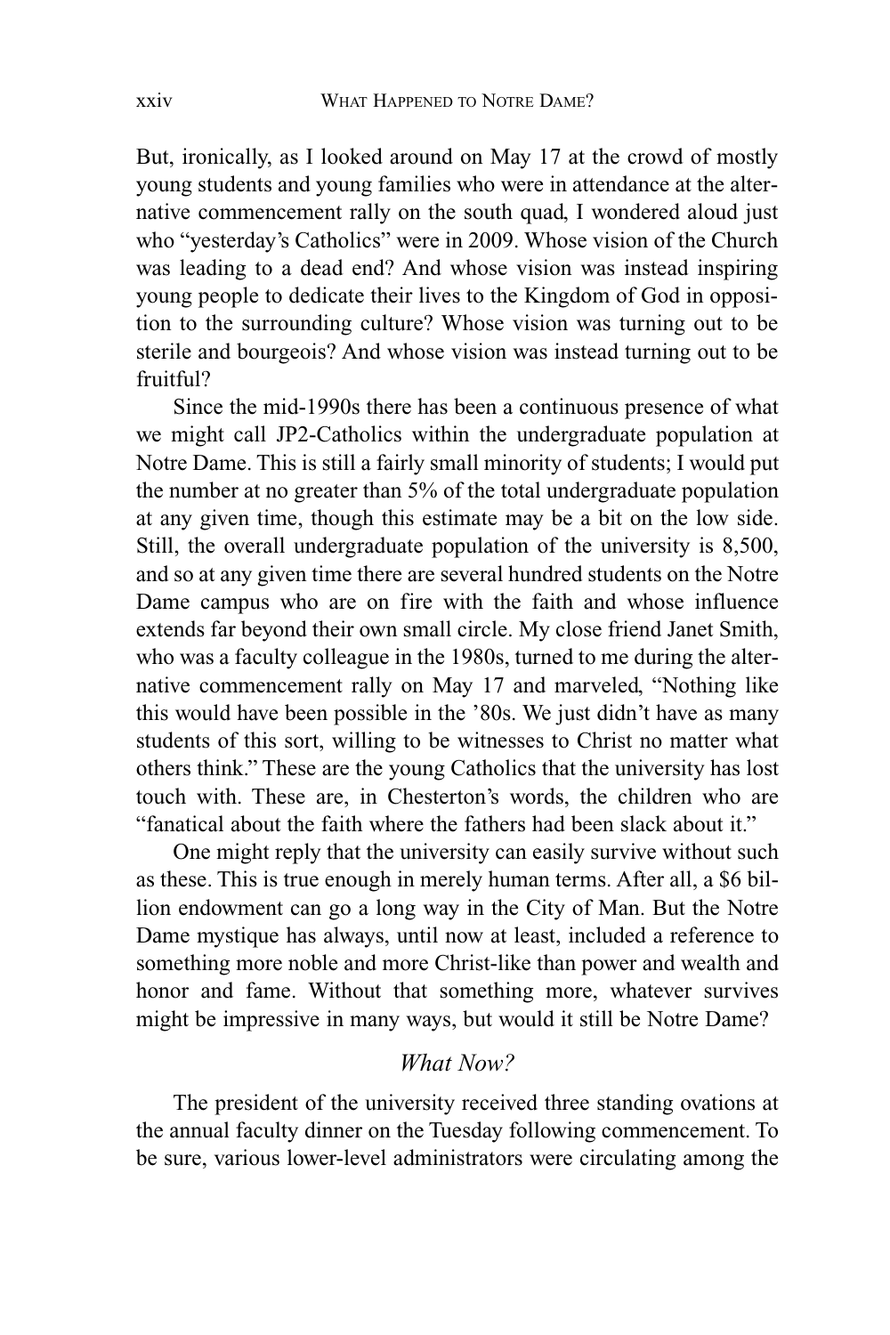But, ironically, as I looked around on May 17 at the crowd of mostly young students and young families who were in attendance at the alternative commencement rally on the south quad, I wondered aloud just who "yesterday's Catholics" were in 2009. Whose vision of the Church was leading to a dead end? And whose vision was instead inspiring young people to dedicate their lives to the Kingdom of God in opposition to the surrounding culture? Whose vision was turning out to be sterile and bourgeois? And whose vision was instead turning out to be fruitful?

Since the mid-1990s there has been a continuous presence of what we might call JP2-Catholics within the undergraduate population at Notre Dame. This is still a fairly small minority of students; I would put the number at no greater than 5% of the total undergraduate population at any given time, though this estimate may be a bit on the low side. Still, the overall undergraduate population of the university is 8,500, and so at any given time there are several hundred students on the Notre Dame campus who are on fire with the faith and whose influence extends far beyond their own small circle. My close friend Janet Smith, who was a faculty colleague in the 1980s, turned to me during the alternative commencement rally on May 17 and marveled, "Nothing like this would have been possible in the '80s. We just didn't have as many students of this sort, willing to be witnesses to Christ no matter what others think." These are the young Catholics that the university has lost touch with. These are, in Chesterton's words, the children who are "fanatical about the faith where the fathers had been slack about it."

One might reply that the university can easily survive without such as these. This is true enough in merely human terms. After all, a $6 billion endowment can go a long way in the City of Man. But the Notre Dame mystique has always, until now at least, included a reference to something more noble and more Christ-like than power and wealth and honor and fame. Without that something more, whatever survives might be impressive in many ways, but would it still be Notre Dame?

## *What Now?*

The president of the university received three standing ovations at the annual faculty dinner on the Tuesday following commencement. To be sure, various lower-level administrators were circulating among the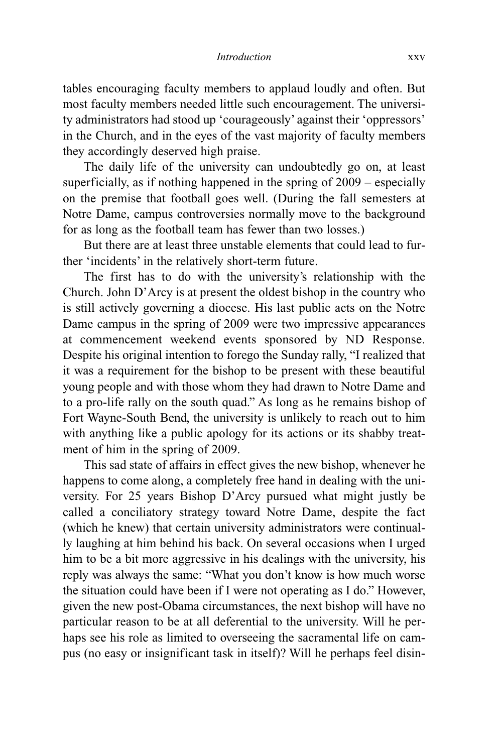tables encouraging faculty members to applaud loudly and often. But most faculty members needed little such encouragement. The university administrators had stood up 'courageously' against their 'oppressors' in the Church, and in the eyes of the vast majority of faculty members they accordingly deserved high praise.

The daily life of the university can undoubtedly go on, at least superficially, as if nothing happened in the spring of 2009 – especially on the premise that football goes well. (During the fall semesters at Notre Dame, campus controversies normally move to the background for as long as the football team has fewer than two losses.)

But there are at least three unstable elements that could lead to further 'incidents' in the relatively short-term future.

The first has to do with the university's relationship with the Church. John D'Arcy is at present the oldest bishop in the country who is still actively governing a diocese. His last public acts on the Notre Dame campus in the spring of 2009 were two impressive appearances at commencement weekend events sponsored by ND Response. Despite his original intention to forego the Sunday rally, "I realized that it was a requirement for the bishop to be present with these beautiful young people and with those whom they had drawn to Notre Dame and to a pro-life rally on the south quad." As long as he remains bishop of Fort Wayne-South Bend, the university is unlikely to reach out to him with anything like a public apology for its actions or its shabby treatment of him in the spring of 2009.

This sad state of affairs in effect gives the new bishop, whenever he happens to come along, a completely free hand in dealing with the university. For 25 years Bishop D'Arcy pursued what might justly be called a conciliatory strategy toward Notre Dame, despite the fact (which he knew) that certain university administrators were continually laughing at him behind his back. On several occasions when I urged him to be a bit more aggressive in his dealings with the university, his reply was always the same: "What you don't know is how much worse the situation could have been if I were not operating as I do." However, given the new post-Obama circumstances, the next bishop will have no particular reason to be at all deferential to the university. Will he perhaps see his role as limited to overseeing the sacramental life on campus (no easy or insignificant task in itself)? Will he perhaps feel disin-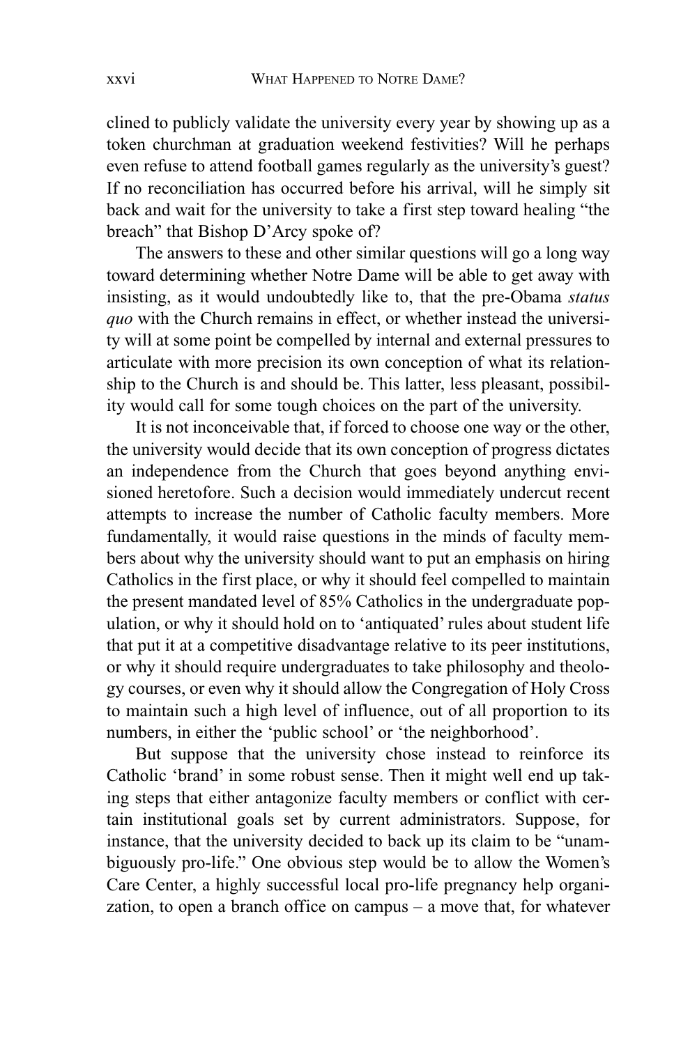clined to publicly validate the university every year by showing up as a token churchman at graduation weekend festivities? Will he perhaps even refuse to attend football games regularly as the university's guest? If no reconciliation has occurred before his arrival, will he simply sit back and wait for the university to take a first step toward healing "the breach" that Bishop D'Arcy spoke of?

The answers to these and other similar questions will go a long way toward determining whether Notre Dame will be able to get away with insisting, as it would undoubtedly like to, that the pre-Obama *status quo* with the Church remains in effect, or whether instead the university will at some point be compelled by internal and external pressures to articulate with more precision its own conception of what its relationship to the Church is and should be. This latter, less pleasant, possibility would call for some tough choices on the part of the university.

It is not inconceivable that, if forced to choose one way or the other, the university would decide that its own conception of progress dictates an independence from the Church that goes beyond anything envisioned heretofore. Such a decision would immediately undercut recent attempts to increase the number of Catholic faculty members. More fundamentally, it would raise questions in the minds of faculty members about why the university should want to put an emphasis on hiring Catholics in the first place, or why it should feel compelled to maintain the present mandated level of 85% Catholics in the undergraduate population, or why it should hold on to 'antiquated' rules about student life that put it at a competitive disadvantage relative to its peer institutions, or why it should require undergraduates to take philosophy and theology courses, or even why it should allow the Congregation of Holy Cross to maintain such a high level of influence, out of all proportion to its numbers, in either the 'public school' or 'the neighborhood'.

But suppose that the university chose instead to reinforce its Catholic 'brand' in some robust sense. Then it might well end up taking steps that either antagonize faculty members or conflict with certain institutional goals set by current administrators. Suppose, for instance, that the university decided to back up its claim to be "unambiguously pro-life." One obvious step would be to allow the Women's Care Center, a highly successful local pro-life pregnancy help organization, to open a branch office on campus – a move that, for whatever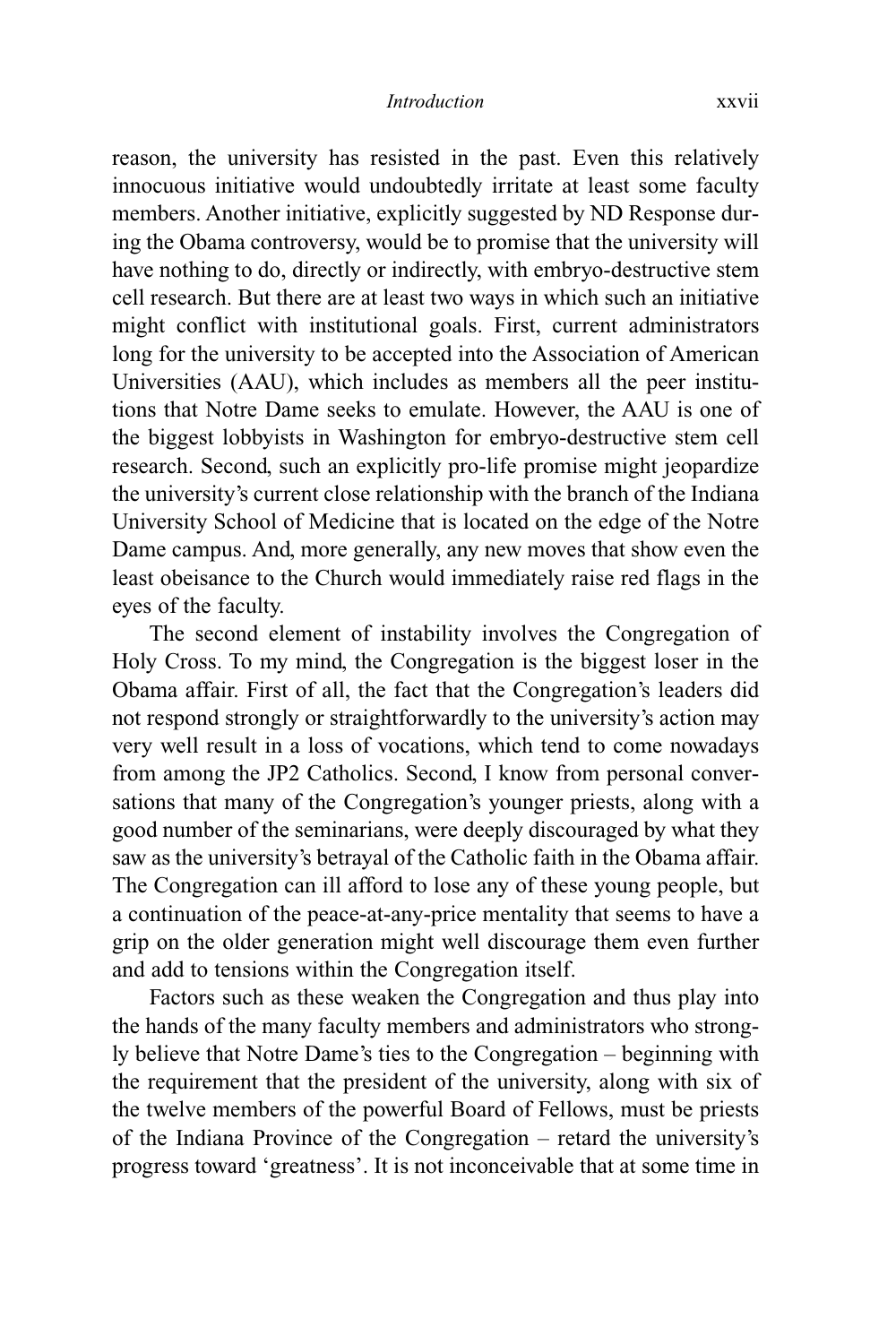reason, the university has resisted in the past. Even this relatively innocuous initiative would undoubtedly irritate at least some faculty members. Another initiative, explicitly suggested by ND Response during the Obama controversy, would be to promise that the university will have nothing to do, directly or indirectly, with embryo-destructive stem cell research. But there are at least two ways in which such an initiative might conflict with institutional goals. First, current administrators long for the university to be accepted into the Association of American Universities (AAU), which includes as members all the peer institutions that Notre Dame seeks to emulate. However, the AAU is one of the biggest lobbyists in Washington for embryo-destructive stem cell research. Second, such an explicitly pro-life promise might jeopardize the university's current close relationship with the branch of the Indiana University School of Medicine that is located on the edge of the Notre Dame campus. And, more generally, any new moves that show even the least obeisance to the Church would immediately raise red flags in the eyes of the faculty.

The second element of instability involves the Congregation of Holy Cross. To my mind, the Congregation is the biggest loser in the Obama affair. First of all, the fact that the Congregation's leaders did not respond strongly or straightforwardly to the university's action may very well result in a loss of vocations, which tend to come nowadays from among the JP2 Catholics. Second, I know from personal conversations that many of the Congregation's younger priests, along with a good number of the seminarians, were deeply discouraged by what they saw as the university's betrayal of the Catholic faith in the Obama affair. The Congregation can ill afford to lose any of these young people, but a continuation of the peace-at-any-price mentality that seems to have a grip on the older generation might well discourage them even further and add to tensions within the Congregation itself.

Factors such as these weaken the Congregation and thus play into the hands of the many faculty members and administrators who strongly believe that Notre Dame's ties to the Congregation – beginning with the requirement that the president of the university, along with six of the twelve members of the powerful Board of Fellows, must be priests of the Indiana Province of the Congregation – retard the university's progress toward 'greatness'. It is not inconceivable that at some time in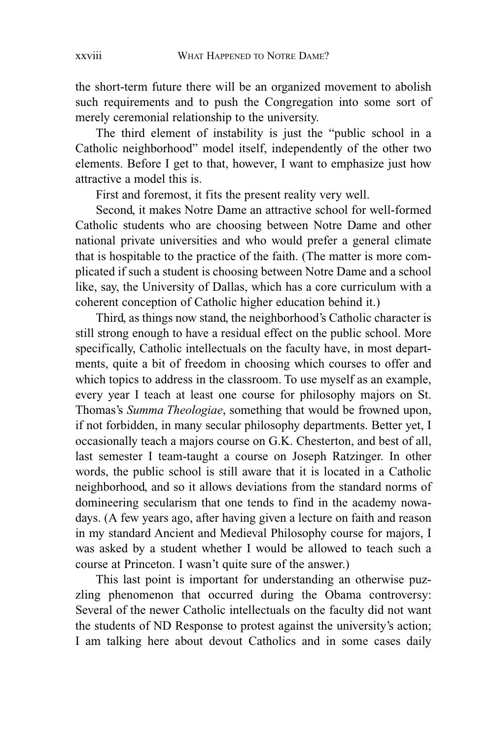the short-term future there will be an organized movement to abolish such requirements and to push the Congregation into some sort of merely ceremonial relationship to the university.

The third element of instability is just the "public school in a Catholic neighborhood" model itself, independently of the other two elements. Before I get to that, however, I want to emphasize just how attractive a model this is.

First and foremost, it fits the present reality very well.

Second, it makes Notre Dame an attractive school for well-formed Catholic students who are choosing between Notre Dame and other national private universities and who would prefer a general climate that is hospitable to the practice of the faith. (The matter is more complicated if such a student is choosing between Notre Dame and a school like, say, the University of Dallas, which has a core curriculum with a coherent conception of Catholic higher education behind it.)

Third, as things now stand, the neighborhood's Catholic character is still strong enough to have a residual effect on the public school. More specifically, Catholic intellectuals on the faculty have, in most departments, quite a bit of freedom in choosing which courses to offer and which topics to address in the classroom. To use myself as an example, every year I teach at least one course for philosophy majors on St. Thomas's *Summa Theologiae*, something that would be frowned upon, if not forbidden, in many secular philosophy departments. Better yet, I occasionally teach a majors course on G.K. Chesterton, and best of all, last semester I team-taught a course on Joseph Ratzinger. In other words, the public school is still aware that it is located in a Catholic neighborhood, and so it allows deviations from the standard norms of domineering secularism that one tends to find in the academy nowadays. (A few years ago, after having given a lecture on faith and reason in my standard Ancient and Medieval Philosophy course for majors, I was asked by a student whether I would be allowed to teach such a course at Princeton. I wasn't quite sure of the answer.)

This last point is important for understanding an otherwise puzzling phenomenon that occurred during the Obama controversy: Several of the newer Catholic intellectuals on the faculty did not want the students of ND Response to protest against the university's action; I am talking here about devout Catholics and in some cases daily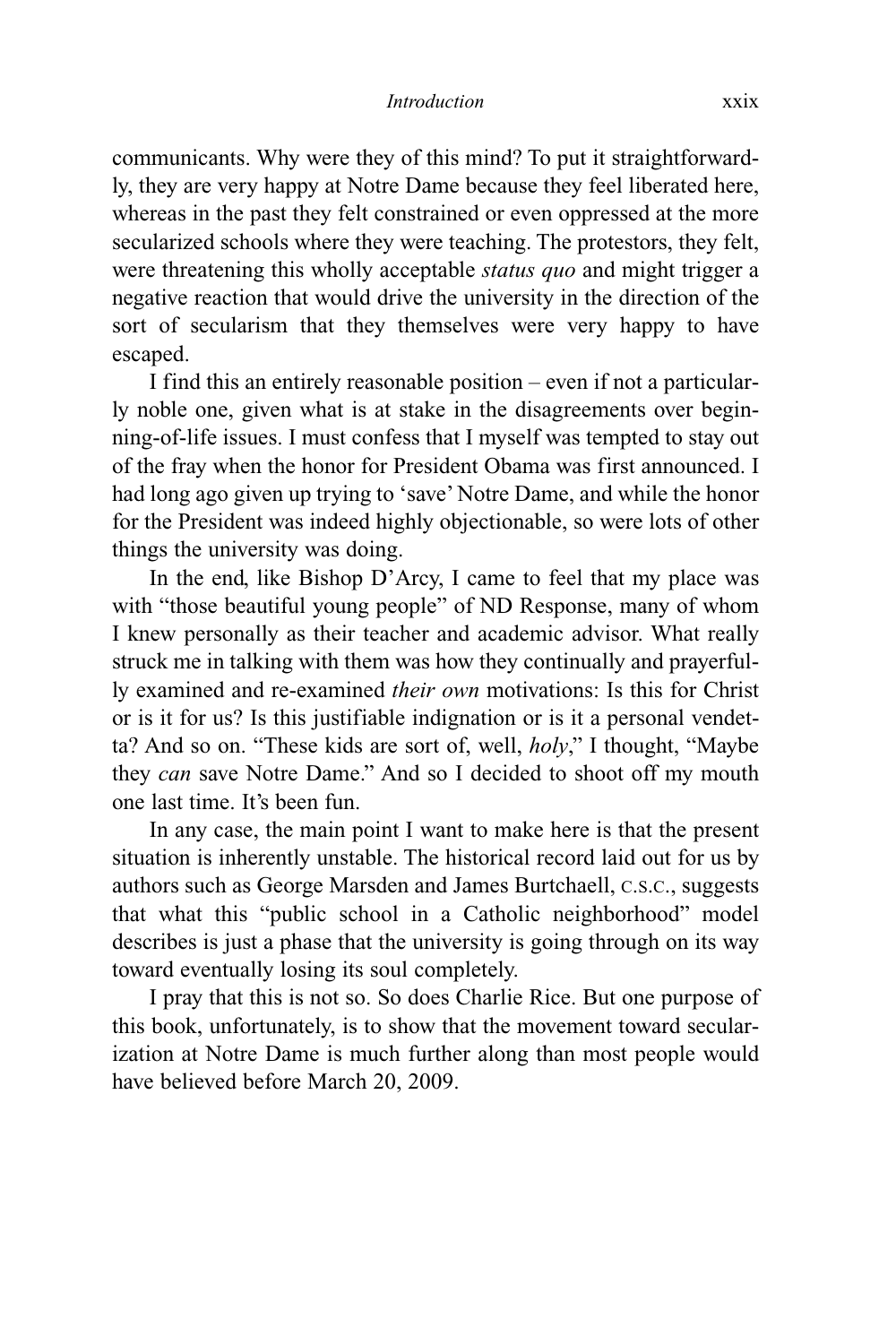communicants. Why were they of this mind? To put it straightforwardly, they are very happy at Notre Dame because they feel liberated here, whereas in the past they felt constrained or even oppressed at the more secularized schools where they were teaching. The protestors, they felt, were threatening this wholly acceptable *status quo* and might trigger a negative reaction that would drive the university in the direction of the sort of secularism that they themselves were very happy to have escaped.

I find this an entirely reasonable position – even if not a particularly noble one, given what is at stake in the disagreements over beginning-of-life issues. I must confess that I myself was tempted to stay out of the fray when the honor for President Obama was first announced. I had long ago given up trying to 'save' Notre Dame, and while the honor for the President was indeed highly objectionable, so were lots of other things the university was doing.

In the end, like Bishop D'Arcy, I came to feel that my place was with "those beautiful young people" of ND Response, many of whom I knew personally as their teacher and academic advisor. What really struck me in talking with them was how they continually and prayerfully examined and re-examined *their own* motivations: Is this for Christ or is it for us? Is this justifiable indignation or is it a personal vendetta? And so on. "These kids are sort of, well, *holy*," I thought, "Maybe they *can* save Notre Dame." And so I decided to shoot off my mouth one last time. It's been fun.

In any case, the main point I want to make here is that the present situation is inherently unstable. The historical record laid out for us by authors such as George Marsden and James Burtchaell, C.S.C., suggests that what this "public school in a Catholic neighborhood" model describes is just a phase that the university is going through on its way toward eventually losing its soul completely.

I pray that this is not so. So does Charlie Rice. But one purpose of this book, unfortunately, is to show that the movement toward secularization at Notre Dame is much further along than most people would have believed before March 20, 2009.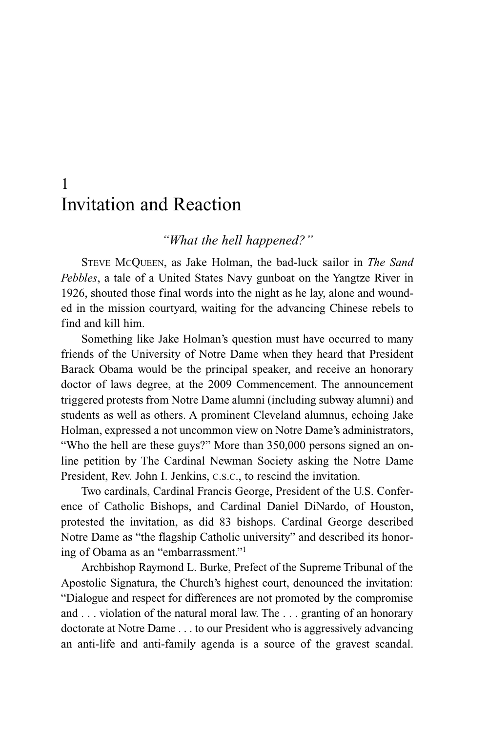# 1 Invitation and Reaction

*"What the hell happened?"*

STEVE MCQUEEN, as Jake Holman, the bad-luck sailor in *The Sand Pebbles*, a tale of a United States Navy gunboat on the Yangtze River in 1926, shouted those final words into the night as he lay, alone and wounded in the mission courtyard, waiting for the advancing Chinese rebels to find and kill him.

Something like Jake Holman's question must have occurred to many friends of the University of Notre Dame when they heard that President Barack Obama would be the principal speaker, and receive an honorary doctor of laws degree, at the 2009 Commencement. The announcement triggered protests from Notre Dame alumni (including subway alumni) and students as well as others. A prominent Cleveland alumnus, echoing Jake Holman, expressed a not uncommon view on Notre Dame's administrators, "Who the hell are these guys?" More than 350,000 persons signed an online petition by The Cardinal Newman Society asking the Notre Dame President, Rev. John I. Jenkins, C.S.C., to rescind the invitation.

Two cardinals, Cardinal Francis George, President of the U.S. Conference of Catholic Bishops, and Cardinal Daniel DiNardo, of Houston, protested the invitation, as did 83 bishops. Cardinal George described Notre Dame as "the flagship Catholic university" and described its honoring of Obama as an "embarrassment."[1]

Archbishop Raymond L. Burke, Prefect of the Supreme Tribunal of the Apostolic Signatura, the Church's highest court, denounced the invitation: "Dialogue and respect for differences are not promoted by the compromise and . . . violation of the natural moral law. The . . . granting of an honorary doctorate at Notre Dame . . . to our President who is aggressively advancing an anti-life and anti-family agenda is a source of the gravest scandal.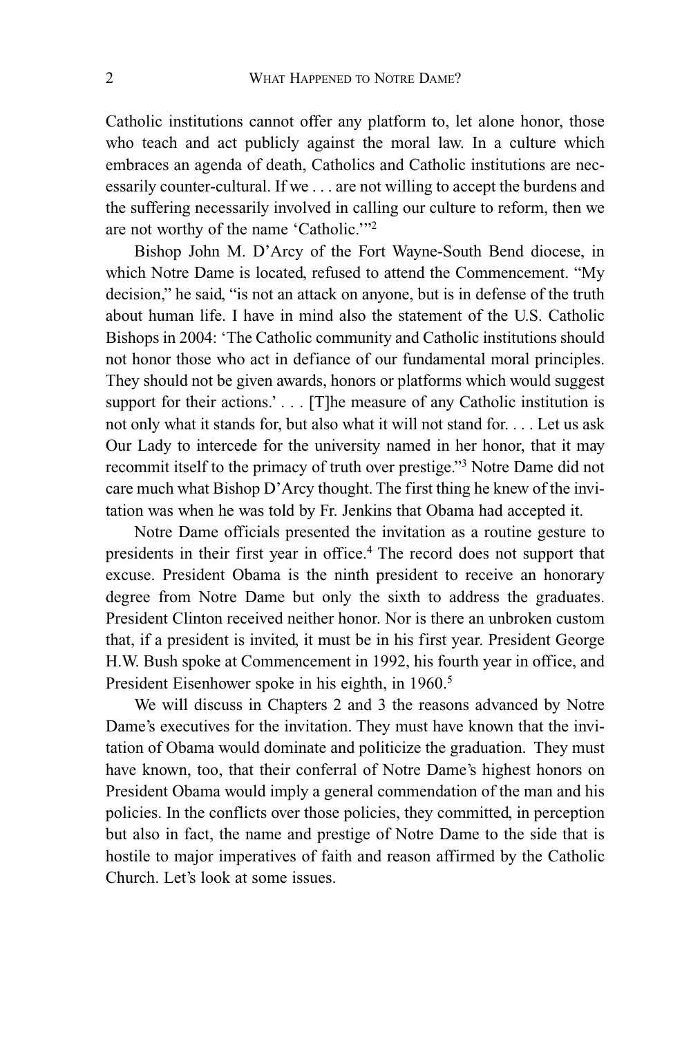Catholic institutions cannot offer any platform to, let alone honor, those who teach and act publicly against the moral law. In a culture which embraces an agenda of death, Catholics and Catholic institutions are necessarily counter-cultural. If we . . . are not willing to accept the burdens and the suffering necessarily involved in calling our culture to reform, then we are not worthy of the name 'Catholic.'"[2]

Bishop John M. D'Arcy of the Fort Wayne-South Bend diocese, in which Notre Dame is located, refused to attend the Commencement. "My decision," he said, "is not an attack on anyone, but is in defense of the truth about human life. I have in mind also the statement of the U.S. Catholic Bishops in 2004: 'The Catholic community and Catholic institutions should not honor those who act in defiance of our fundamental moral principles. They should not be given awards, honors or platforms which would suggest support for their actions.' . . . [T]he measure of any Catholic institution is not only what it stands for, but also what it will not stand for. . . . Let us ask Our Lady to intercede for the university named in her honor, that it may recommit itself to the primacy of truth over prestige."[3] Notre Dame did not care much what Bishop D'Arcy thought. The first thing he knew of the invitation was when he was told by Fr. Jenkins that Obama had accepted it.

Notre Dame officials presented the invitation as a routine gesture to presidents in their first year in office.[4] The record does not support that excuse. President Obama is the ninth president to receive an honorary degree from Notre Dame but only the sixth to address the graduates. President Clinton received neither honor. Nor is there an unbroken custom that, if a president is invited, it must be in his first year. President George H.W. Bush spoke at Commencement in 1992, his fourth year in office, and President Eisenhower spoke in his eighth, in 1960.[5]

We will discuss in Chapters 2 and 3 the reasons advanced by Notre Dame's executives for the invitation. They must have known that the invitation of Obama would dominate and politicize the graduation. They must have known, too, that their conferral of Notre Dame's highest honors on President Obama would imply a general commendation of the man and his policies. In the conflicts over those policies, they committed, in perception but also in fact, the name and prestige of Notre Dame to the side that is hostile to major imperatives of faith and reason affirmed by the Catholic Church. Let's look at some issues.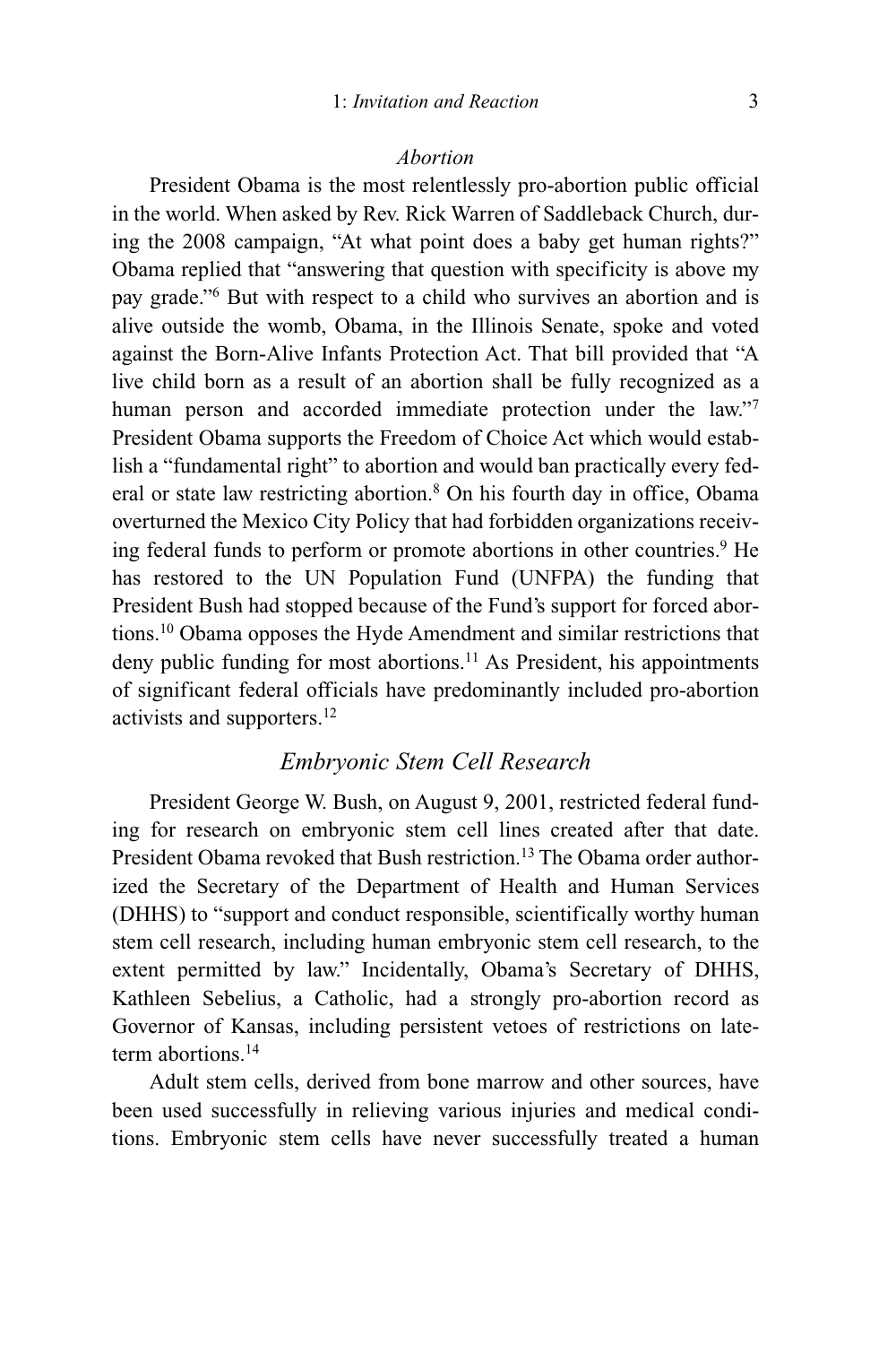### *Abortion*

President Obama is the most relentlessly pro-abortion public official in the world. When asked by Rev. Rick Warren of Saddleback Church, during the 2008 campaign, "At what point does a baby get human rights?" Obama replied that "answering that question with specificity is above my pay grade."[6] But with respect to a child who survives an abortion and is alive outside the womb, Obama, in the Illinois Senate, spoke and voted against the Born-Alive Infants Protection Act. That bill provided that "A live child born as a result of an abortion shall be fully recognized as a human person and accorded immediate protection under the law."[7] President Obama supports the Freedom of Choice Act which would establish a "fundamental right" to abortion and would ban practically every federal or state law restricting abortion.[8] On his fourth day in office, Obama overturned the Mexico City Policy that had forbidden organizations receiving federal funds to perform or promote abortions in other countries.[9] He has restored to the UN Population Fund (UNFPA) the funding that President Bush had stopped because of the Fund's support for forced abortions.[10] Obama opposes the Hyde Amendment and similar restrictions that deny public funding for most abortions.[11] As President, his appointments of significant federal officials have predominantly included pro-abortion activists and supporters.[12]

## *Embryonic Stem Cell Research*

President George W. Bush, on August 9, 2001, restricted federal funding for research on embryonic stem cell lines created after that date. President Obama revoked that Bush restriction.[13] The Obama order authorized the Secretary of the Department of Health and Human Services (DHHS) to "support and conduct responsible, scientifically worthy human stem cell research, including human embryonic stem cell research, to the extent permitted by law." Incidentally, Obama's Secretary of DHHS, Kathleen Sebelius, a Catholic, had a strongly pro-abortion record as Governor of Kansas, including persistent vetoes of restrictions on late-term abortions.[14]

Adult stem cells, derived from bone marrow and other sources, have been used successfully in relieving various injuries and medical conditions. Embryonic stem cells have never successfully treated a human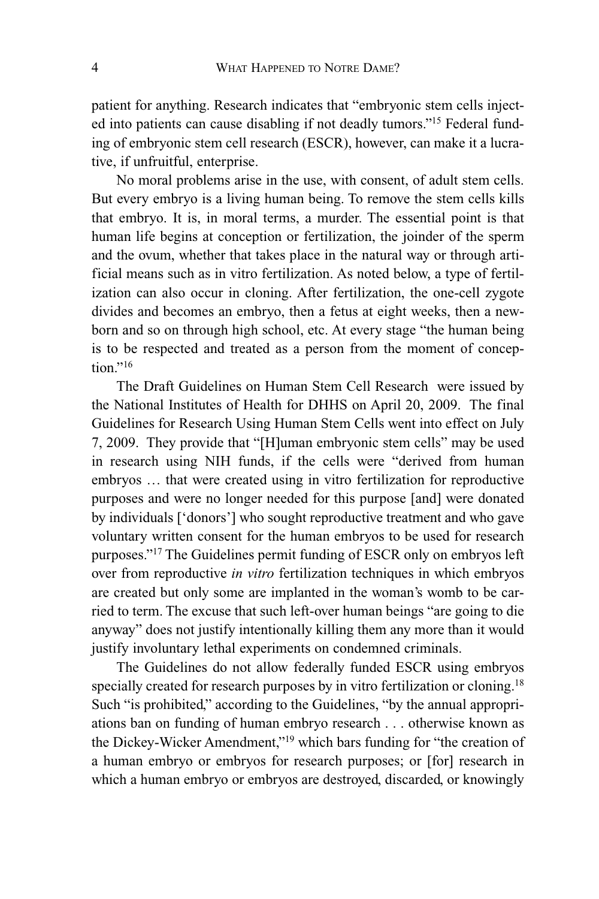patient for anything. Research indicates that "embryonic stem cells injected into patients can cause disabling if not deadly tumors."[15] Federal funding of embryonic stem cell research (ESCR), however, can make it a lucrative, if unfruitful, enterprise.

No moral problems arise in the use, with consent, of adult stem cells. But every embryo is a living human being. To remove the stem cells kills that embryo. It is, in moral terms, a murder. The essential point is that human life begins at conception or fertilization, the joinder of the sperm and the ovum, whether that takes place in the natural way or through artificial means such as in vitro fertilization. As noted below, a type of fertilization can also occur in cloning. After fertilization, the one-cell zygote divides and becomes an embryo, then a fetus at eight weeks, then a newborn and so on through high school, etc. At every stage "the human being is to be respected and treated as a person from the moment of conception."[16]

The Draft Guidelines on Human Stem Cell Research were issued by the National Institutes of Health for DHHS on April 20, 2009. The final Guidelines for Research Using Human Stem Cells went into effect on July 7, 2009. They provide that "[H]uman embryonic stem cells" may be used in research using NIH funds, if the cells were "derived from human embryos … that were created using in vitro fertilization for reproductive purposes and were no longer needed for this purpose [and] were donated by individuals ['donors'] who sought reproductive treatment and who gave voluntary written consent for the human embryos to be used for research purposes."[17] The Guidelines permit funding of ESCR only on embryos left over from reproductive *in vitro* fertilization techniques in which embryos are created but only some are implanted in the woman's womb to be carried to term. The excuse that such left-over human beings "are going to die anyway" does not justify intentionally killing them any more than it would justify involuntary lethal experiments on condemned criminals.

The Guidelines do not allow federally funded ESCR using embryos specially created for research purposes by in vitro fertilization or cloning.[18] Such "is prohibited," according to the Guidelines, "by the annual appropriations ban on funding of human embryo research . . . otherwise known as the Dickey-Wicker Amendment,"[19] which bars funding for "the creation of a human embryo or embryos for research purposes; or [for] research in which a human embryo or embryos are destroyed, discarded, or knowingly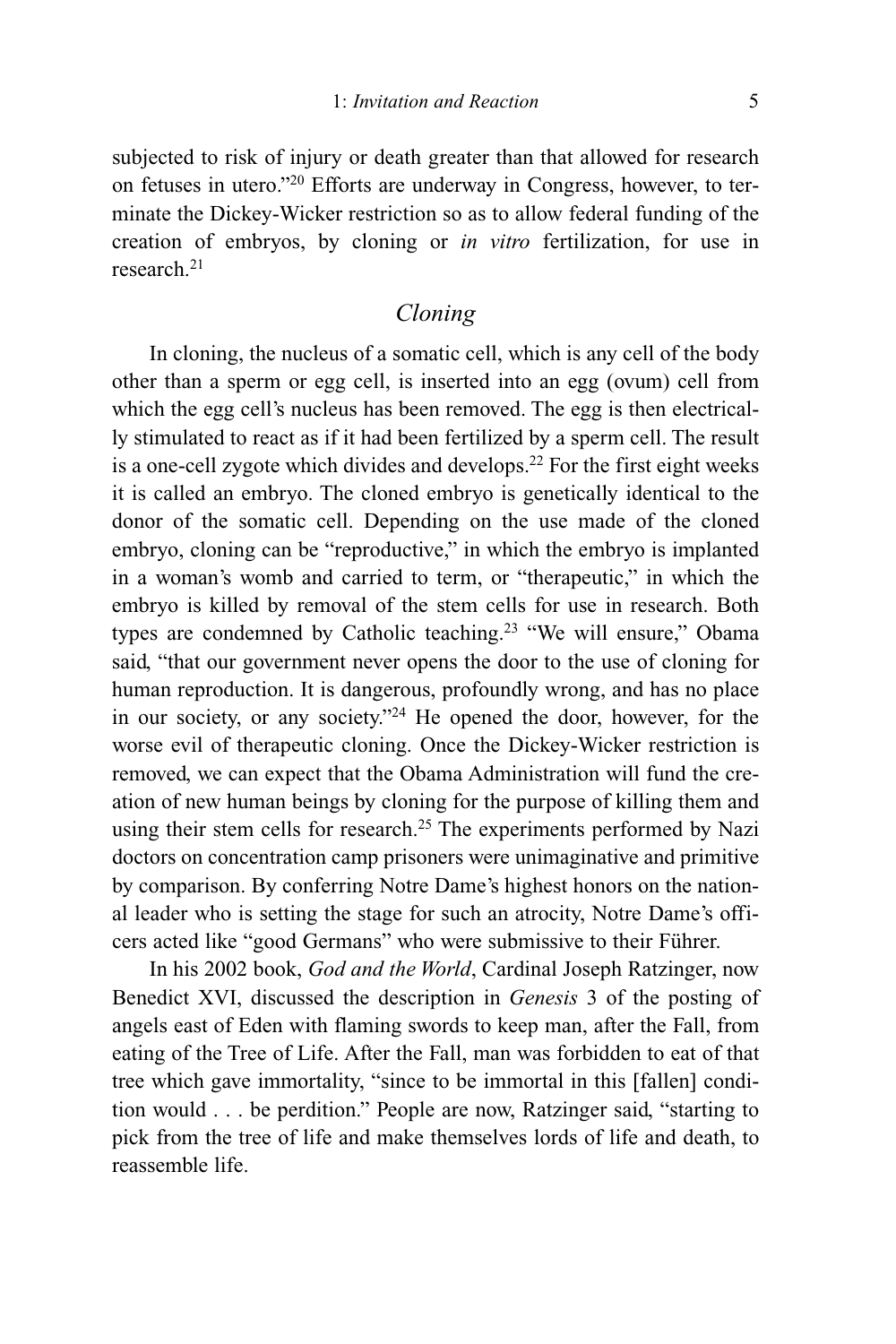subjected to risk of injury or death greater than that allowed for research on fetuses in utero."[20] Efforts are underway in Congress, however, to terminate the Dickey-Wicker restriction so as to allow federal funding of the creation of embryos, by cloning or *in vitro* fertilization, for use in research.[21]

## *Cloning*

In cloning, the nucleus of a somatic cell, which is any cell of the body other than a sperm or egg cell, is inserted into an egg (ovum) cell from which the egg cell's nucleus has been removed. The egg is then electrically stimulated to react as if it had been fertilized by a sperm cell. The result is a one-cell zygote which divides and develops.[22] For the first eight weeks it is called an embryo. The cloned embryo is genetically identical to the donor of the somatic cell. Depending on the use made of the cloned embryo, cloning can be "reproductive," in which the embryo is implanted in a woman's womb and carried to term, or "therapeutic," in which the embryo is killed by removal of the stem cells for use in research. Both types are condemned by Catholic teaching.[23] "We will ensure," Obama said, "that our government never opens the door to the use of cloning for human reproduction. It is dangerous, profoundly wrong, and has no place in our society, or any society."[24] He opened the door, however, for the worse evil of therapeutic cloning. Once the Dickey-Wicker restriction is removed, we can expect that the Obama Administration will fund the creation of new human beings by cloning for the purpose of killing them and using their stem cells for research.[25] The experiments performed by Nazi doctors on concentration camp prisoners were unimaginative and primitive by comparison. By conferring Notre Dame's highest honors on the national leader who is setting the stage for such an atrocity, Notre Dame's officers acted like "good Germans" who were submissive to their Führer.

In his 2002 book, *God and the World*, Cardinal Joseph Ratzinger, now Benedict XVI, discussed the description in *Genesis* 3 of the posting of angels east of Eden with flaming swords to keep man, after the Fall, from eating of the Tree of Life. After the Fall, man was forbidden to eat of that tree which gave immortality, "since to be immortal in this [fallen] condition would . . . be perdition." People are now, Ratzinger said, "starting to pick from the tree of life and make themselves lords of life and death, to reassemble life.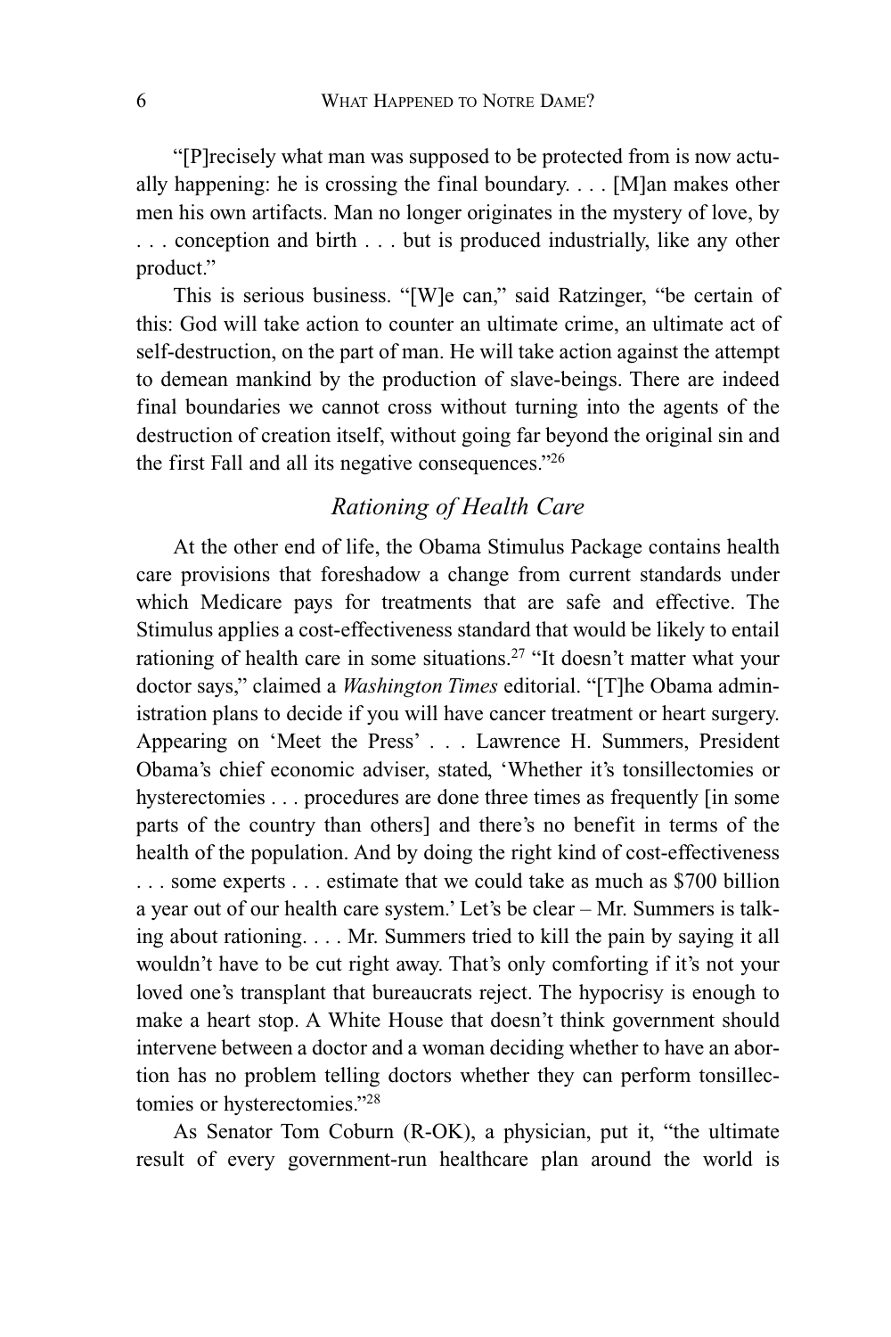"[P]recisely what man was supposed to be protected from is now actually happening: he is crossing the final boundary. . . . [M]an makes other men his own artifacts. Man no longer originates in the mystery of love, by . . . conception and birth . . . but is produced industrially, like any other product."

This is serious business. "[W]e can," said Ratzinger, "be certain of this: God will take action to counter an ultimate crime, an ultimate act of self-destruction, on the part of man. He will take action against the attempt to demean mankind by the production of slave-beings. There are indeed final boundaries we cannot cross without turning into the agents of the destruction of creation itself, without going far beyond the original sin and the first Fall and all its negative consequences."[26]

## *Rationing of Health Care*

At the other end of life, the Obama Stimulus Package contains health care provisions that foreshadow a change from current standards under which Medicare pays for treatments that are safe and effective. The Stimulus applies a cost-effectiveness standard that would be likely to entail rationing of health care in some situations.[27] "It doesn't matter what your doctor says," claimed a *Washington Times* editorial. "[T]he Obama administration plans to decide if you will have cancer treatment or heart surgery. Appearing on 'Meet the Press' . . . Lawrence H. Summers, President Obama's chief economic adviser, stated, 'Whether it's tonsillectomies or hysterectomies . . . procedures are done three times as frequently [in some parts of the country than others] and there's no benefit in terms of the health of the population. And by doing the right kind of cost-effectiveness . . . some experts . . . estimate that we could take as much as $700 billion a year out of our health care system.' Let's be clear – Mr. Summers is talking about rationing. . . . Mr. Summers tried to kill the pain by saying it all wouldn't have to be cut right away. That's only comforting if it's not your loved one's transplant that bureaucrats reject. The hypocrisy is enough to make a heart stop. A White House that doesn't think government should intervene between a doctor and a woman deciding whether to have an abortion has no problem telling doctors whether they can perform tonsillectomies or hysterectomies."[28]

As Senator Tom Coburn (R-OK), a physician, put it, "the ultimate result of every government-run healthcare plan around the world is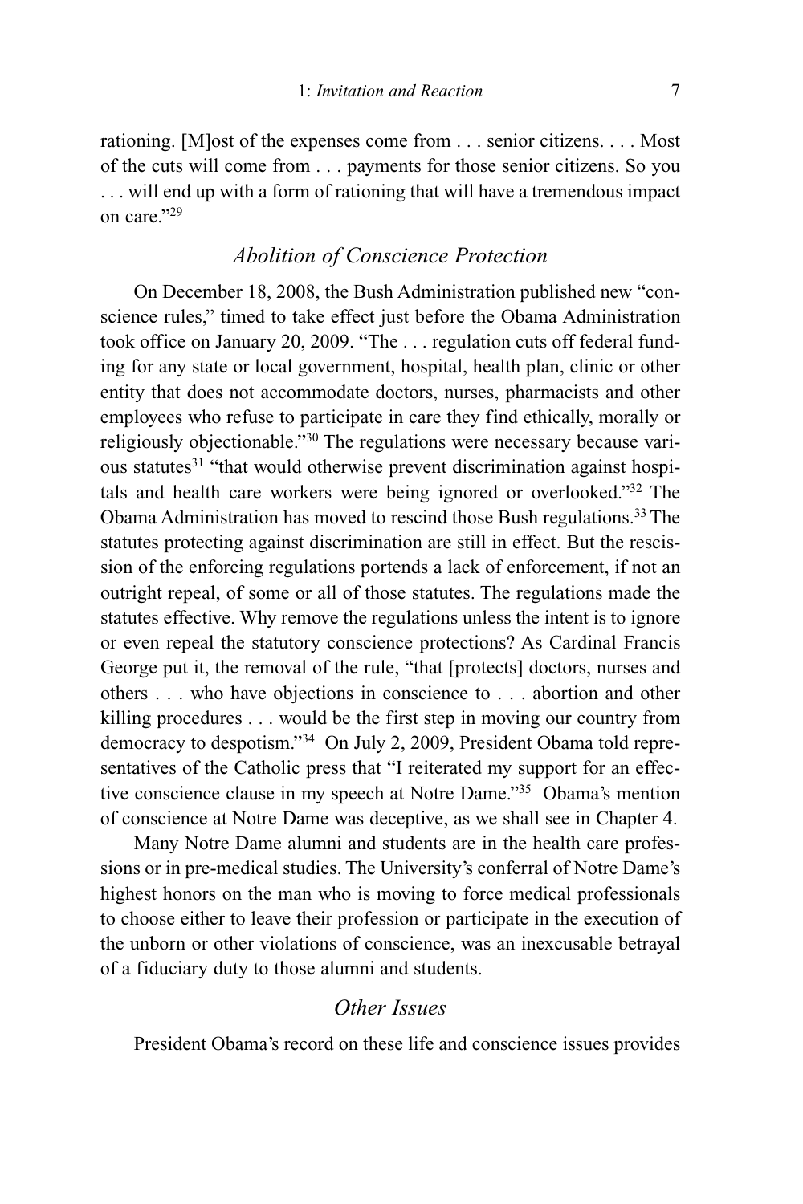rationing. [M]ost of the expenses come from . . . senior citizens. . . . Most of the cuts will come from . . . payments for those senior citizens. So you . . . will end up with a form of rationing that will have a tremendous impact on care."[29]

## *Abolition of Conscience Protection*

On December 18, 2008, the Bush Administration published new "conscience rules," timed to take effect just before the Obama Administration took office on January 20, 2009. "The . . . regulation cuts off federal funding for any state or local government, hospital, health plan, clinic or other entity that does not accommodate doctors, nurses, pharmacists and other employees who refuse to participate in care they find ethically, morally or religiously objectionable."[30] The regulations were necessary because various statutes[31] "that would otherwise prevent discrimination against hospitals and health care workers were being ignored or overlooked."[32] The Obama Administration has moved to rescind those Bush regulations.[33] The statutes protecting against discrimination are still in effect. But the rescission of the enforcing regulations portends a lack of enforcement, if not an outright repeal, of some or all of those statutes. The regulations made the statutes effective. Why remove the regulations unless the intent is to ignore or even repeal the statutory conscience protections? As Cardinal Francis George put it, the removal of the rule, "that [protects] doctors, nurses and others . . . who have objections in conscience to . . . abortion and other killing procedures . . . would be the first step in moving our country from democracy to despotism."[34] On July 2, 2009, President Obama told representatives of the Catholic press that "I reiterated my support for an effective conscience clause in my speech at Notre Dame."[35] Obama's mention of conscience at Notre Dame was deceptive, as we shall see in Chapter 4.

Many Notre Dame alumni and students are in the health care professions or in pre-medical studies. The University's conferral of Notre Dame's highest honors on the man who is moving to force medical professionals to choose either to leave their profession or participate in the execution of the unborn or other violations of conscience, was an inexcusable betrayal of a fiduciary duty to those alumni and students.

## *Other Issues*

President Obama's record on these life and conscience issues provides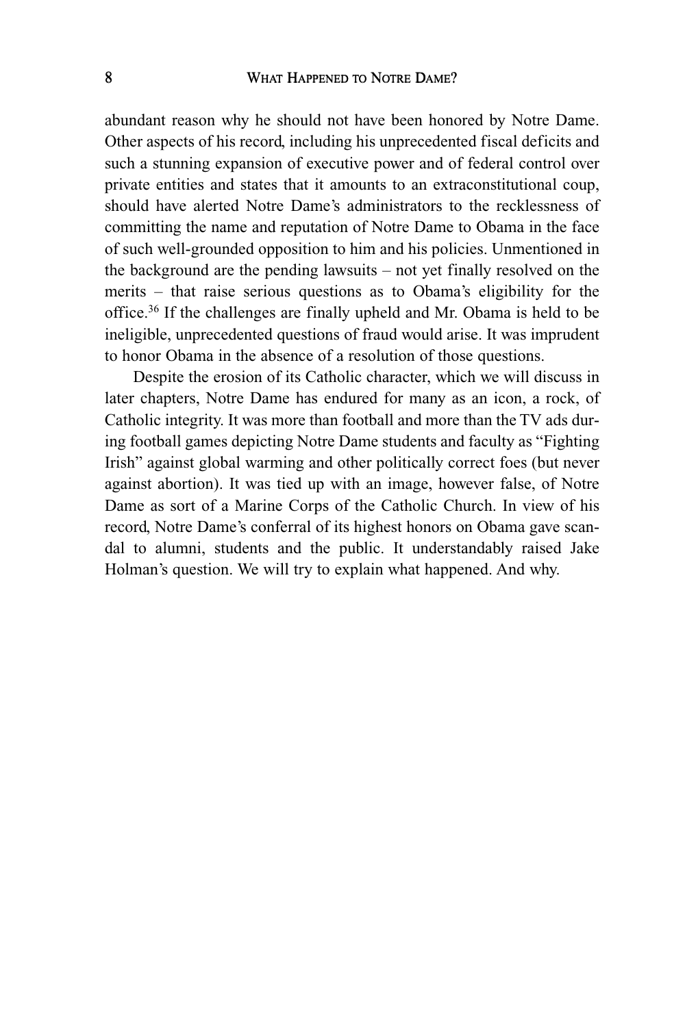abundant reason why he should not have been honored by Notre Dame. Other aspects of his record, including his unprecedented fiscal deficits and such a stunning expansion of executive power and of federal control over private entities and states that it amounts to an extraconstitutional coup, should have alerted Notre Dame's administrators to the recklessness of committing the name and reputation of Notre Dame to Obama in the face of such well-grounded opposition to him and his policies. Unmentioned in the background are the pending lawsuits – not yet finally resolved on the merits – that raise serious questions as to Obama's eligibility for the office.[36] If the challenges are finally upheld and Mr. Obama is held to be ineligible, unprecedented questions of fraud would arise. It was imprudent to honor Obama in the absence of a resolution of those questions.

Despite the erosion of its Catholic character, which we will discuss in later chapters, Notre Dame has endured for many as an icon, a rock, of Catholic integrity. It was more than football and more than the TV ads during football games depicting Notre Dame students and faculty as "Fighting Irish" against global warming and other politically correct foes (but never against abortion). It was tied up with an image, however false, of Notre Dame as sort of a Marine Corps of the Catholic Church. In view of his record, Notre Dame's conferral of its highest honors on Obama gave scandal to alumni, students and the public. It understandably raised Jake Holman's question. We will try to explain what happened. And why.